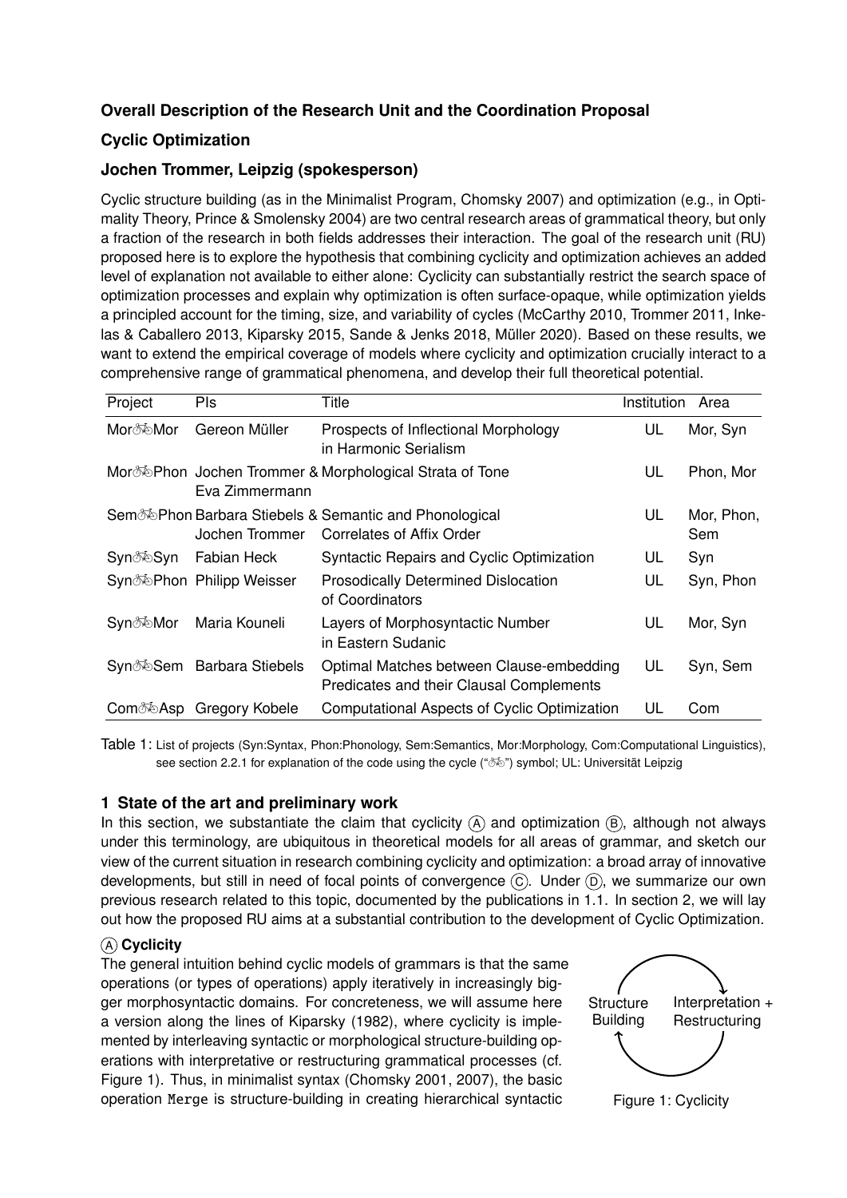**Overall Description of the Research Unit and the Coordination Proposal**

**Cyclic Optimization**

**Jochen Trommer, Leipzig (spokesperson)**

Cyclic structure building (as in the Minimalist Program, Chomsky 2007) and optimization (e.g., in Optimality Theory, Prince & Smolensky 2004) are two central research areas of grammatical theory, but only a fraction of the research in both fields addresses their interaction. The goal of the research unit (RU) proposed here is to explore the hypothesis that combining cyclicity and optimization achieves an added level of explanation not available to either alone: Cyclicity can substantially restrict the search space of optimization processes and explain why optimization is often surface-opaque, while optimization yields a principled account for the timing, size, and variability of cycles (McCarthy 2010, Trommer 2011, Inkelas & Caballero 2013, Kiparsky 2015, Sande & Jenks 2018, Müller 2020). Based on these results, we want to extend the empirical coverage of models where cyclicity and optimization crucially interact to a comprehensive range of grammatical phenomena, and develop their full theoretical potential.

| Project | PIs | Title | Institution | Area |
|---|---|---|---|---|
| Mor🚲Mor | Gereon Müller | Prospects of Inflectional Morphology in Harmonic Serialism | UL | Mor, Syn |
| Mor🚲Phon | Jochen Trommer & Eva Zimmermann | Morphological Strata of Tone | UL | Phon, Mor |
| Sem🚲Phon | Barbara Stiebels & Jochen Trommer | Semantic and Phonological Correlates of Affix Order | UL | Mor, Phon, Sem |
| Syn🚲Syn | Fabian Heck | Syntactic Repairs and Cyclic Optimization | UL | Syn |
| Syn🚲Phon | Philipp Weisser | Prosodically Determined Dislocation of Coordinators | UL | Syn, Phon |
| Syn🚲Mor | Maria Kouneli | Layers of Morphosyntactic Number in Eastern Sudanic | UL | Mor, Syn |
| Syn🚲Sem | Barbara Stiebels | Optimal Matches between Clause-embedding Predicates and their Clausal Complements | UL | Syn, Sem |
| Com🚲Asp | Gregory Kobele | Computational Aspects of Cyclic Optimization | UL | Com |

Table 1: List of projects (Syn:Syntax, Phon:Phonology, Sem:Semantics, Mor:Morphology, Com:Computational Linguistics), see section 2.2.1 for explanation of the code using the cycle ("🚲") symbol; UL: Universität Leipzig

## 1 State of the art and preliminary work

In this section, we substantiate the claim that cyclicity (A) and optimization (B), although not always under this terminology, are ubiquitous in theoretical models for all areas of grammar, and sketch our view of the current situation in research combining cyclicity and optimization: a broad array of innovative developments, but still in need of focal points of convergence (C). Under (D), we summarize our own previous research related to this topic, documented by the publications in 1.1. In section 2, we will lay out how the proposed RU aims at a substantial contribution to the development of Cyclic Optimization.

### (A) Cyclicity

The general intuition behind cyclic models of grammars is that the same operations (or types of operations) apply iteratively in increasingly bigger morphosyntactic domains. For concreteness, we will assume here a version along the lines of Kiparsky (1982), where cyclicity is implemented by interleaving syntactic or morphological structure-building operations with interpretative or restructuring grammatical processes (cf. Figure 1). Thus, in minimalist syntax (Chomsky 2001, 2007), the basic operation `Merge` is structure-building in creating hierarchical syntactic

Structure Building → Interpretation + Restructuring → Structure Building

Figure 1: Cyclicity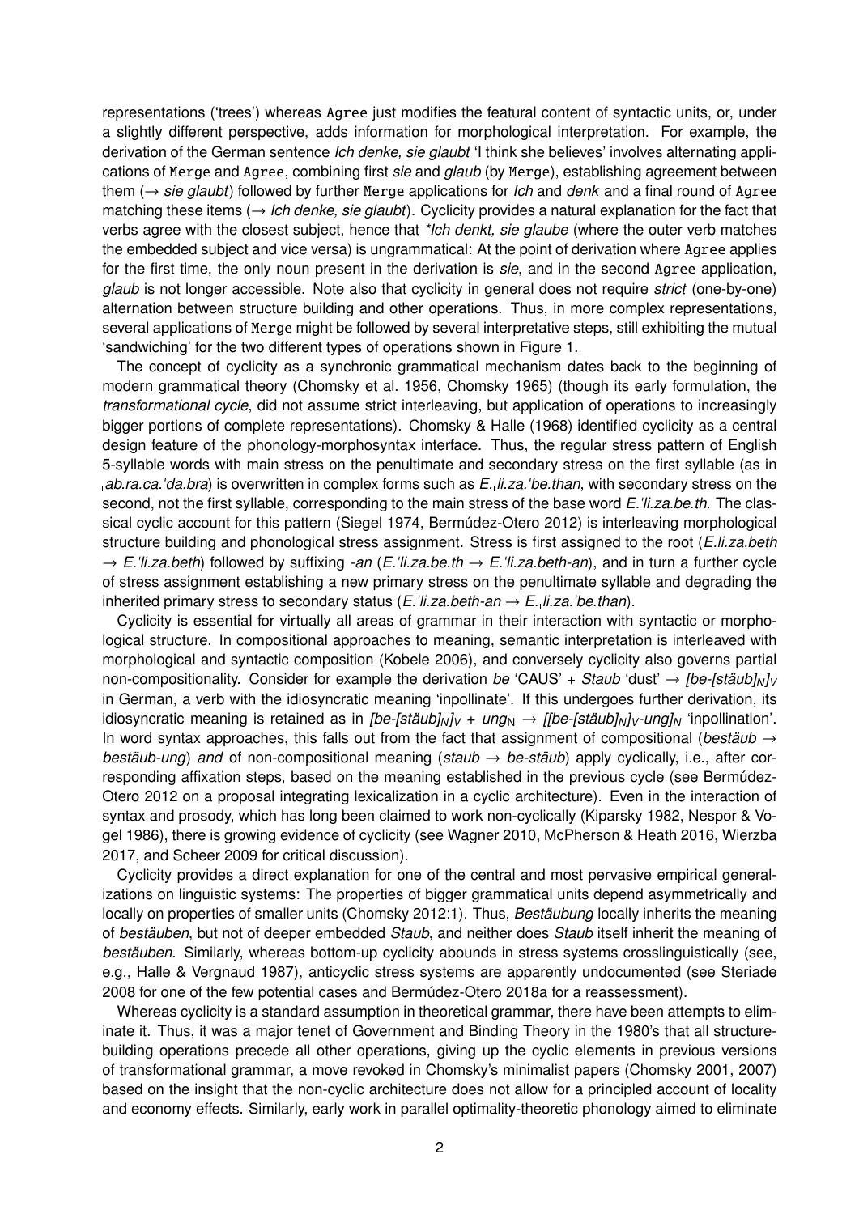representations ('trees') whereas `Agree` just modifies the featural content of syntactic units, or, under a slightly different perspective, adds information for morphological interpretation. For example, the derivation of the German sentence *Ich denke, sie glaubt* 'I think she believes' involves alternating applications of `Merge` and `Agree`, combining first *sie* and *glaub* (by `Merge`), establishing agreement between them (→ *sie glaubt*) followed by further `Merge` applications for *Ich* and *denk* and a final round of `Agree` matching these items (→ *Ich denke, sie glaubt*). Cyclicity provides a natural explanation for the fact that verbs agree with the closest subject, hence that *\*Ich denkt, sie glaube* (where the outer verb matches the embedded subject and vice versa) is ungrammatical: At the point of derivation where `Agree` applies for the first time, the only noun present in the derivation is *sie*, and in the second `Agree` application, *glaub* is not longer accessible. Note also that cyclicity in general does not require *strict* (one-by-one) alternation between structure building and other operations. Thus, in more complex representations, several applications of `Merge` might be followed by several interpretative steps, still exhibiting the mutual 'sandwiching' for the two different types of operations shown in Figure 1.

The concept of cyclicity as a synchronic grammatical mechanism dates back to the beginning of modern grammatical theory (Chomsky et al. 1956, Chomsky 1965) (though its early formulation, the *transformational cycle*, did not assume strict interleaving, but application of operations to increasingly bigger portions of complete representations). Chomsky & Halle (1968) identified cyclicity as a central design feature of the phonology-morphosyntax interface. Thus, the regular stress pattern of English 5-syllable words with main stress on the penultimate and secondary stress on the first syllable (as in *ˌab.ra.ca.'da.bra*) is overwritten in complex forms such as *E.ˌli.za.'be.than*, with secondary stress on the second, not the first syllable, corresponding to the main stress of the base word *E.'li.za.be.th*. The classical cyclic account for this pattern (Siegel 1974, Bermúdez-Otero 2012) is interleaving morphological structure building and phonological stress assignment. Stress is first assigned to the root (*E.li.za.beth* → *E.'li.za.beth*) followed by suffixing *-an* (*E.'li.za.be.th* → *E.'li.za.beth-an*), and in turn a further cycle of stress assignment establishing a new primary stress on the penultimate syllable and degrading the inherited primary stress to secondary status (*E.'li.za.beth-an* → *E.ˌli.za.'be.than*).

Cyclicity is essential for virtually all areas of grammar in their interaction with syntactic or morphological structure. In compositional approaches to meaning, semantic interpretation is interleaved with morphological and syntactic composition (Kobele 2006), and conversely cyclicity also governs partial non-compositionality. Consider for example the derivation *be* 'CAUS' + *Staub* 'dust' → *[be-[stäub]$_N$]$_V$* in German, a verb with the idiosyncratic meaning 'inpollinate'. If this undergoes further derivation, its idiosyncratic meaning is retained as in *[be-[stäub]$_N$]$_V$* + *ung*$_N$ → *[[be-[stäub]$_N$]$_V$-ung]$_N$* 'inpollination'. In word syntax approaches, this falls out from the fact that assignment of compositional (*bestäub* → *bestäub-ung*) *and* of non-compositional meaning (*staub* → *be-stäub*) apply cyclically, i.e., after corresponding affixation steps, based on the meaning established in the previous cycle (see Bermúdez-Otero 2012 on a proposal integrating lexicalization in a cyclic architecture). Even in the interaction of syntax and prosody, which has long been claimed to work non-cyclically (Kiparsky 1982, Nespor & Vogel 1986), there is growing evidence of cyclicity (see Wagner 2010, McPherson & Heath 2016, Wierzba 2017, and Scheer 2009 for critical discussion).

Cyclicity provides a direct explanation for one of the central and most pervasive empirical generalizations on linguistic systems: The properties of bigger grammatical units depend asymmetrically and locally on properties of smaller units (Chomsky 2012:1). Thus, *Bestäubung* locally inherits the meaning of *bestäuben*, but not of deeper embedded *Staub*, and neither does *Staub* itself inherit the meaning of *bestäuben*. Similarly, whereas bottom-up cyclicity abounds in stress systems crosslinguistically (see, e.g., Halle & Vergnaud 1987), anticyclic stress systems are apparently undocumented (see Steriade 2008 for one of the few potential cases and Bermúdez-Otero 2018a for a reassessment).

Whereas cyclicity is a standard assumption in theoretical grammar, there have been attempts to eliminate it. Thus, it was a major tenet of Government and Binding Theory in the 1980's that all structure-building operations precede all other operations, giving up the cyclic elements in previous versions of transformational grammar, a move revoked in Chomsky's minimalist papers (Chomsky 2001, 2007) based on the insight that the non-cyclic architecture does not allow for a principled account of locality and economy effects. Similarly, early work in parallel optimality-theoretic phonology aimed to eliminate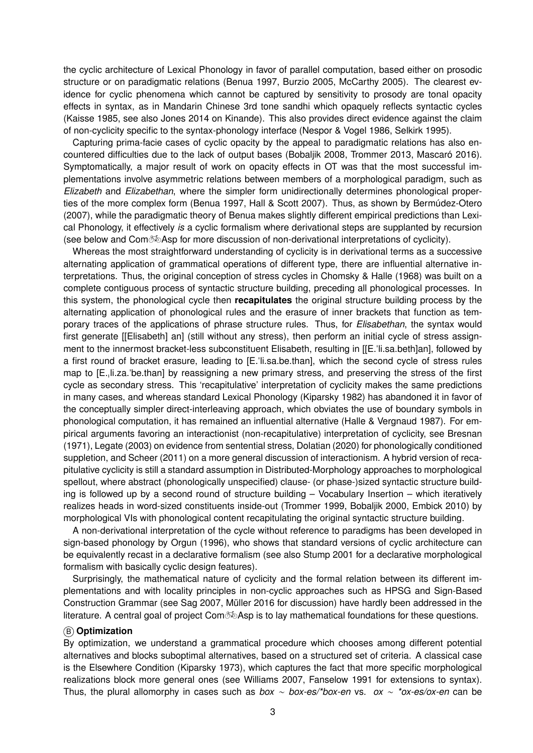the cyclic architecture of Lexical Phonology in favor of parallel computation, based either on prosodic structure or on paradigmatic relations (Benua 1997, Burzio 2005, McCarthy 2005). The clearest evidence for cyclic phenomena which cannot be captured by sensitivity to prosody are tonal opacity effects in syntax, as in Mandarin Chinese 3rd tone sandhi which opaquely reflects syntactic cycles (Kaisse 1985, see also Jones 2014 on Kinande). This also provides direct evidence against the claim of non-cyclicity specific to the syntax-phonology interface (Nespor & Vogel 1986, Selkirk 1995).

Capturing prima-facie cases of cyclic opacity by the appeal to paradigmatic relations has also encountered difficulties due to the lack of output bases (Bobaljik 2008, Trommer 2013, Mascaró 2016). Symptomatically, a major result of work on opacity effects in OT was that the most successful implementations involve asymmetric relations between members of a morphological paradigm, such as *Elizabeth* and *Elizabethan*, where the simpler form unidirectionally determines phonological properties of the more complex form (Benua 1997, Hall & Scott 2007). Thus, as shown by Bermúdez-Otero (2007), while the paradigmatic theory of Benua makes slightly different empirical predictions than Lexical Phonology, it effectively *is* a cyclic formalism where derivational steps are supplanted by recursion (see below and Com🚲Asp for more discussion of non-derivational interpretations of cyclicity).

Whereas the most straightforward understanding of cyclicity is in derivational terms as a successive alternating application of grammatical operations of different type, there are influential alternative interpretations. Thus, the original conception of stress cycles in Chomsky & Halle (1968) was built on a complete contiguous process of syntactic structure building, preceding all phonological processes. In this system, the phonological cycle then **recapitulates** the original structure building process by the alternating application of phonological rules and the erasure of inner brackets that function as temporary traces of the applications of phrase structure rules. Thus, for *Elisabethan*, the syntax would first generate [[Elisabeth] an] (still without any stress), then perform an initial cycle of stress assignment to the innermost bracket-less subconstituent Elisabeth, resulting in [[E.ˈli.sa.beth]an], followed by a first round of bracket erasure, leading to [E.ˈli.sa.be.than], which the second cycle of stress rules map to [E.ˌli.za.ˈbe.than] by reassigning a new primary stress, and preserving the stress of the first cycle as secondary stress. This 'recapitulative' interpretation of cyclicity makes the same predictions in many cases, and whereas standard Lexical Phonology (Kiparsky 1982) has abandoned it in favor of the conceptually simpler direct-interleaving approach, which obviates the use of boundary symbols in phonological computation, it has remained an influential alternative (Halle & Vergnaud 1987). For empirical arguments favoring an interactionist (non-recapitulative) interpretation of cyclicity, see Bresnan (1971), Legate (2003) on evidence from sentential stress, Dolatian (2020) for phonologically conditioned suppletion, and Scheer (2011) on a more general discussion of interactionism. A hybrid version of recapitulative cyclicity is still a standard assumption in Distributed-Morphology approaches to morphological spellout, where abstract (phonologically unspecified) clause- (or phase-)sized syntactic structure building is followed up by a second round of structure building – Vocabulary Insertion – which iteratively realizes heads in word-sized constituents inside-out (Trommer 1999, Bobaljik 2000, Embick 2010) by morphological VIs with phonological content recapitulating the original syntactic structure building.

A non-derivational interpretation of the cycle without reference to paradigms has been developed in sign-based phonology by Orgun (1996), who shows that standard versions of cyclic architecture can be equivalently recast in a declarative formalism (see also Stump 2001 for a declarative morphological formalism with basically cyclic design features).

Surprisingly, the mathematical nature of cyclicity and the formal relation between its different implementations and with locality principles in non-cyclic approaches such as HPSG and Sign-Based Construction Grammar (see Sag 2007, Müller 2016 for discussion) have hardly been addressed in the literature. A central goal of project Com🚲Asp is to lay mathematical foundations for these questions.

### Ⓑ Optimization

By optimization, we understand a grammatical procedure which chooses among different potential alternatives and blocks suboptimal alternatives, based on a structured set of criteria. A classical case is the Elsewhere Condition (Kiparsky 1973), which captures the fact that more specific morphological realizations block more general ones (see Williams 2007, Fanselow 1991 for extensions to syntax). Thus, the plural allomorphy in cases such as *box* ∼ *box-es/\*box-en* vs. *ox* ∼ *\*ox-es/ox-en* can be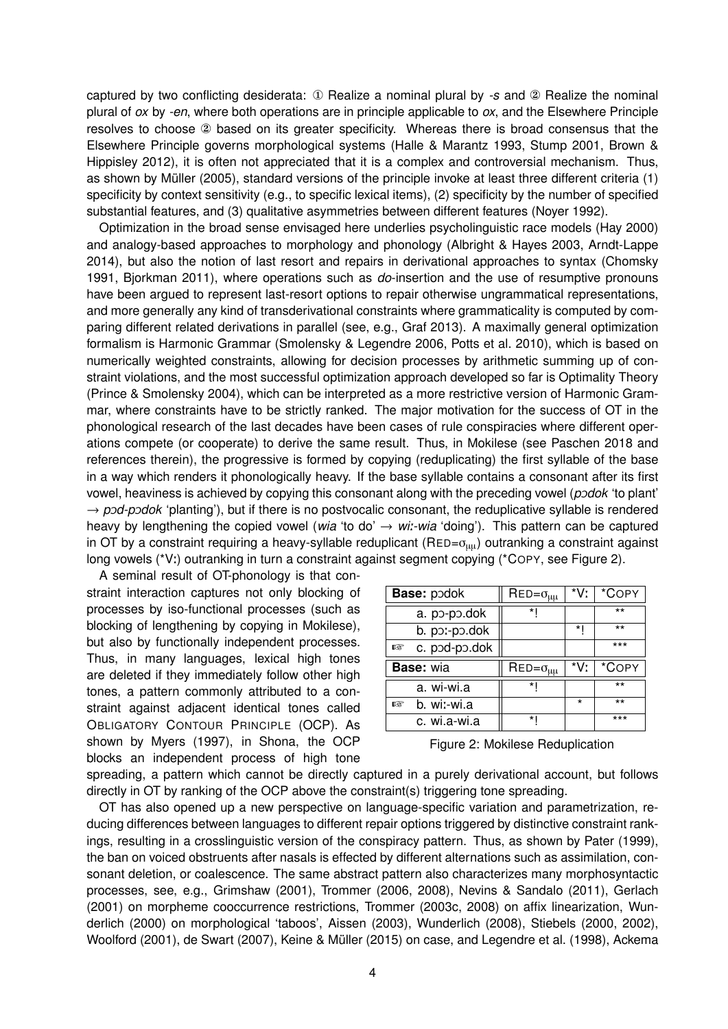captured by two conflicting desiderata: ① Realize a nominal plural by *-s* and ② Realize the nominal plural of *ox* by *-en*, where both operations are in principle applicable to *ox*, and the Elsewhere Principle resolves to choose ② based on its greater specificity. Whereas there is broad consensus that the Elsewhere Principle governs morphological systems (Halle & Marantz 1993, Stump 2001, Brown & Hippisley 2012), it is often not appreciated that it is a complex and controversial mechanism. Thus, as shown by Müller (2005), standard versions of the principle invoke at least three different criteria (1) specificity by context sensitivity (e.g., to specific lexical items), (2) specificity by the number of specified substantial features, and (3) qualitative asymmetries between different features (Noyer 1992).

Optimization in the broad sense envisaged here underlies psycholinguistic race models (Hay 2000) and analogy-based approaches to morphology and phonology (Albright & Hayes 2003, Arndt-Lappe 2014), but also the notion of last resort and repairs in derivational approaches to syntax (Chomsky 1991, Bjorkman 2011), where operations such as *do*-insertion and the use of resumptive pronouns have been argued to represent last-resort options to repair otherwise ungrammatical representations, and more generally any kind of transderivational constraints where grammaticality is computed by comparing different related derivations in parallel (see, e.g., Graf 2013). A maximally general optimization formalism is Harmonic Grammar (Smolensky & Legendre 2006, Potts et al. 2010), which is based on numerically weighted constraints, allowing for decision processes by arithmetic summing up of constraint violations, and the most successful optimization approach developed so far is Optimality Theory (Prince & Smolensky 2004), which can be interpreted as a more restrictive version of Harmonic Grammar, where constraints have to be strictly ranked. The major motivation for the success of OT in the phonological research of the last decades have been cases of rule conspiracies where different operations compete (or cooperate) to derive the same result. Thus, in Mokilese (see Paschen 2018 and references therein), the progressive is formed by copying (reduplicating) the first syllable of the base in a way which renders it phonologically heavy. If the base syllable contains a consonant after its first vowel, heaviness is achieved by copying this consonant along with the preceding vowel (*pɔdok* 'to plant' → *pɔd-pɔdok* 'planting'), but if there is no postvocalic consonant, the reduplicative syllable is rendered heavy by lengthening the copied vowel (*wia* 'to do' → *wiː-wia* 'doing'). This pattern can be captured in OT by a constraint requiring a heavy-syllable reduplicant (RED=$\sigma_{\mu\mu}$) outranking a constraint against long vowels (*Vː) outranking in turn a constraint against segment copying (*COPY, see Figure 2).

A seminal result of OT-phonology is that constraint interaction captures not only blocking of processes by iso-functional processes (such as blocking of lengthening by copying in Mokilese), but also by functionally independent processes. Thus, in many languages, lexical high tones are deleted if they immediately follow other high tones, a pattern commonly attributed to a constraint against adjacent identical tones called OBLIGATORY CONTOUR PRINCIPLE (OCP). As shown by Myers (1997), in Shona, the OCP blocks an independent process of high tone spreading, a pattern which cannot be directly captured in a purely derivational account, but follows directly in OT by ranking of the OCP above the constraint(s) triggering tone spreading.

| **Base:** pɔdok | RED=$\sigma_{\mu\mu}$ | *Vː | *COPY |
|---|---|---|---|
| a. pɔ-pɔ.dok | *! | | ** |
| b. pɔː-pɔ.dok | | *! | ** |
| ☞ c. pɔd-pɔ.dok | | | *** |
| **Base:** wia | RED=$\sigma_{\mu\mu}$ | *Vː | *COPY |
| a. wi-wi.a | *! | | ** |
| ☞ b. wiː-wi.a | | * | ** |
| c. wi.a-wi.a | *! | | *** |

Figure 2: Mokilese Reduplication

OT has also opened up a new perspective on language-specific variation and parametrization, reducing differences between languages to different repair options triggered by distinctive constraint rankings, resulting in a crosslinguistic version of the conspiracy pattern. Thus, as shown by Pater (1999), the ban on voiced obstruents after nasals is effected by different alternations such as assimilation, consonant deletion, or coalescence. The same abstract pattern also characterizes many morphosyntactic processes, see, e.g., Grimshaw (2001), Trommer (2006, 2008), Nevins & Sandalo (2011), Gerlach (2001) on morpheme cooccurrence restrictions, Trommer (2003c, 2008) on affix linearization, Wunderlich (2000) on morphological 'taboos', Aissen (2003), Wunderlich (2008), Stiebels (2000, 2002), Woolford (2001), de Swart (2007), Keine & Müller (2015) on case, and Legendre et al. (1998), Ackema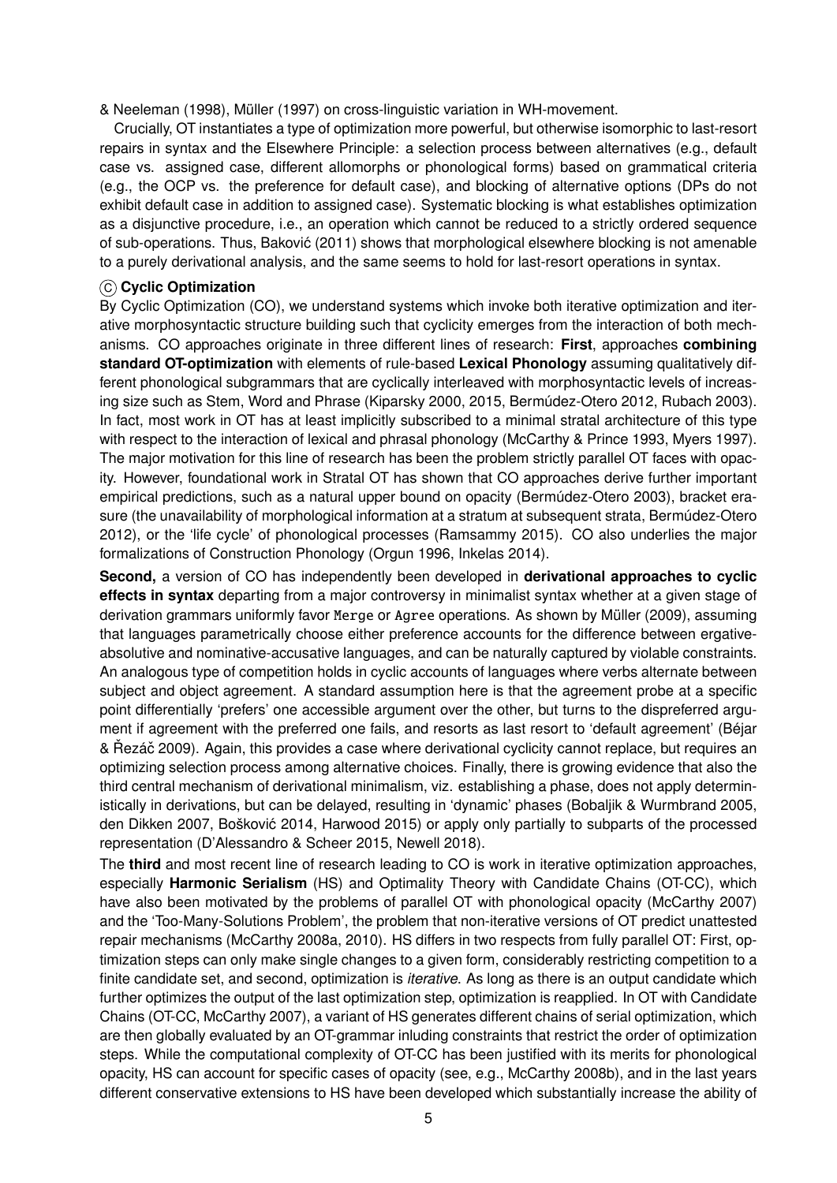& Neeleman (1998), Müller (1997) on cross-linguistic variation in WH-movement.

Crucially, OT instantiates a type of optimization more powerful, but otherwise isomorphic to last-resort repairs in syntax and the Elsewhere Principle: a selection process between alternatives (e.g., default case vs. assigned case, different allomorphs or phonological forms) based on grammatical criteria (e.g., the OCP vs. the preference for default case), and blocking of alternative options (DPs do not exhibit default case in addition to assigned case). Systematic blocking is what establishes optimization as a disjunctive procedure, i.e., an operation which cannot be reduced to a strictly ordered sequence of sub-operations. Thus, Baković (2011) shows that morphological elsewhere blocking is not amenable to a purely derivational analysis, and the same seems to hold for last-resort operations in syntax.

### Ⓒ Cyclic Optimization

By Cyclic Optimization (CO), we understand systems which invoke both iterative optimization and iterative morphosyntactic structure building such that cyclicity emerges from the interaction of both mechanisms. CO approaches originate in three different lines of research: **First**, approaches **combining standard OT-optimization** with elements of rule-based **Lexical Phonology** assuming qualitatively different phonological subgrammars that are cyclically interleaved with morphosyntactic levels of increasing size such as Stem, Word and Phrase (Kiparsky 2000, 2015, Bermúdez-Otero 2012, Rubach 2003). In fact, most work in OT has at least implicitly subscribed to a minimal stratal architecture of this type with respect to the interaction of lexical and phrasal phonology (McCarthy & Prince 1993, Myers 1997). The major motivation for this line of research has been the problem strictly parallel OT faces with opacity. However, foundational work in Stratal OT has shown that CO approaches derive further important empirical predictions, such as a natural upper bound on opacity (Bermúdez-Otero 2003), bracket erasure (the unavailability of morphological information at a stratum at subsequent strata, Bermúdez-Otero 2012), or the 'life cycle' of phonological processes (Ramsammy 2015). CO also underlies the major formalizations of Construction Phonology (Orgun 1996, Inkelas 2014).

**Second,** a version of CO has independently been developed in **derivational approaches to cyclic effects in syntax** departing from a major controversy in minimalist syntax whether at a given stage of derivation grammars uniformly favor `Merge` or `Agree` operations. As shown by Müller (2009), assuming that languages parametrically choose either preference accounts for the difference between ergative-absolutive and nominative-accusative languages, and can be naturally captured by violable constraints. An analogous type of competition holds in cyclic accounts of languages where verbs alternate between subject and object agreement. A standard assumption here is that the agreement probe at a specific point differentially 'prefers' one accessible argument over the other, but turns to the dispreferred argument if agreement with the preferred one fails, and resorts as last resort to 'default agreement' (Béjar & Řezáč 2009). Again, this provides a case where derivational cyclicity cannot replace, but requires an optimizing selection process among alternative choices. Finally, there is growing evidence that also the third central mechanism of derivational minimalism, viz. establishing a phase, does not apply deterministically in derivations, but can be delayed, resulting in 'dynamic' phases (Bobaljik & Wurmbrand 2005, den Dikken 2007, Bošković 2014, Harwood 2015) or apply only partially to subparts of the processed representation (D'Alessandro & Scheer 2015, Newell 2018).

The **third** and most recent line of research leading to CO is work in iterative optimization approaches, especially **Harmonic Serialism** (HS) and Optimality Theory with Candidate Chains (OT-CC), which have also been motivated by the problems of parallel OT with phonological opacity (McCarthy 2007) and the 'Too-Many-Solutions Problem', the problem that non-iterative versions of OT predict unattested repair mechanisms (McCarthy 2008a, 2010). HS differs in two respects from fully parallel OT: First, optimization steps can only make single changes to a given form, considerably restricting competition to a finite candidate set, and second, optimization is *iterative*. As long as there is an output candidate which further optimizes the output of the last optimization step, optimization is reapplied. In OT with Candidate Chains (OT-CC, McCarthy 2007), a variant of HS generates different chains of serial optimization, which are then globally evaluated by an OT-grammar inluding constraints that restrict the order of optimization steps. While the computational complexity of OT-CC has been justified with its merits for phonological opacity, HS can account for specific cases of opacity (see, e.g., McCarthy 2008b), and in the last years different conservative extensions to HS have been developed which substantially increase the ability of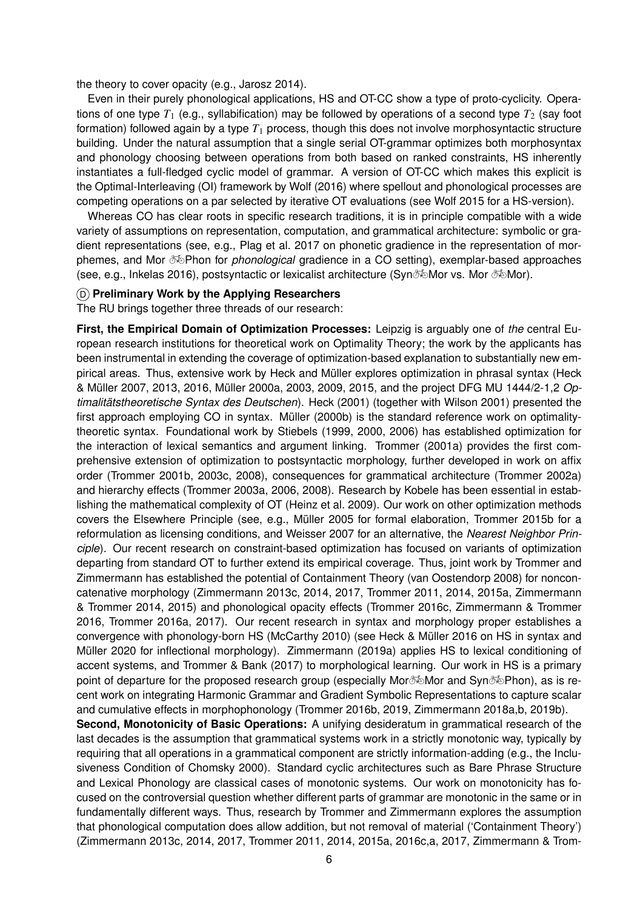the theory to cover opacity (e.g., Jarosz 2014).

Even in their purely phonological applications, HS and OT-CC show a type of proto-cyclicity. Operations of one type $T_1$ (e.g., syllabification) may be followed by operations of a second type $T_2$ (say foot formation) followed again by a type $T_1$ process, though this does not involve morphosyntactic structure building. Under the natural assumption that a single serial OT-grammar optimizes both morphosyntax and phonology choosing between operations from both based on ranked constraints, HS inherently instantiates a full-fledged cyclic model of grammar. A version of OT-CC which makes this explicit is the Optimal-Interleaving (OI) framework by Wolf (2016) where spellout and phonological processes are competing operations on a par selected by iterative OT evaluations (see Wolf 2015 for a HS-version).

Whereas CO has clear roots in specific research traditions, it is in principle compatible with a wide variety of assumptions on representation, computation, and grammatical architecture: symbolic or gradient representations (see, e.g., Plag et al. 2017 on phonetic gradience in the representation of morphemes, and Mor 🚲Phon for *phonological* gradience in a CO setting), exemplar-based approaches (see, e.g., Inkelas 2016), postsyntactic or lexicalist architecture (Syn🚲Mor vs. Mor 🚲Mor).

### Ⓓ Preliminary Work by the Applying Researchers

The RU brings together three threads of our research:

**First, the Empirical Domain of Optimization Processes:** Leipzig is arguably one of *the* central European research institutions for theoretical work on Optimality Theory; the work by the applicants has been instrumental in extending the coverage of optimization-based explanation to substantially new empirical areas. Thus, extensive work by Heck and Müller explores optimization in phrasal syntax (Heck & Müller 2007, 2013, 2016, Müller 2000a, 2003, 2009, 2015, and the project DFG MU 1444/2-1,2 *Optimalitätstheoretische Syntax des Deutschen*). Heck (2001) (together with Wilson 2001) presented the first approach employing CO in syntax. Müller (2000b) is the standard reference work on optimality-theoretic syntax. Foundational work by Stiebels (1999, 2000, 2006) has established optimization for the interaction of lexical semantics and argument linking. Trommer (2001a) provides the first comprehensive extension of optimization to postsyntactic morphology, further developed in work on affix order (Trommer 2001b, 2003c, 2008), consequences for grammatical architecture (Trommer 2002a) and hierarchy effects (Trommer 2003a, 2006, 2008). Research by Kobele has been essential in establishing the mathematical complexity of OT (Heinz et al. 2009). Our work on other optimization methods covers the Elsewhere Principle (see, e.g., Müller 2005 for formal elaboration, Trommer 2015b for a reformulation as licensing conditions, and Weisser 2007 for an alternative, the *Nearest Neighbor Principle*). Our recent research on constraint-based optimization has focused on variants of optimization departing from standard OT to further extend its empirical coverage. Thus, joint work by Trommer and Zimmermann has established the potential of Containment Theory (van Oostendorp 2008) for nonconcatenative morphology (Zimmermann 2013c, 2014, 2017, Trommer 2011, 2014, 2015a, Zimmermann & Trommer 2014, 2015) and phonological opacity effects (Trommer 2016c, Zimmermann & Trommer 2016, Trommer 2016a, 2017). Our recent research in syntax and morphology proper establishes a convergence with phonology-born HS (McCarthy 2010) (see Heck & Müller 2016 on HS in syntax and Müller 2020 for inflectional morphology). Zimmermann (2019a) applies HS to lexical conditioning of accent systems, and Trommer & Bank (2017) to morphological learning. Our work in HS is a primary point of departure for the proposed research group (especially Mor🚲Mor and Syn🚲Phon), as is recent work on integrating Harmonic Grammar and Gradient Symbolic Representations to capture scalar and cumulative effects in morphophonology (Trommer 2016b, 2019, Zimmermann 2018a,b, 2019b).

**Second, Monotonicity of Basic Operations:** A unifying desideratum in grammatical research of the last decades is the assumption that grammatical systems work in a strictly monotonic way, typically by requiring that all operations in a grammatical component are strictly information-adding (e.g., the Inclusiveness Condition of Chomsky 2000). Standard cyclic architectures such as Bare Phrase Structure and Lexical Phonology are classical cases of monotonic systems. Our work on monotonicity has focused on the controversial question whether different parts of grammar are monotonic in the same or in fundamentally different ways. Thus, research by Trommer and Zimmermann explores the assumption that phonological computation does allow addition, but not removal of material ('Containment Theory') (Zimmermann 2013c, 2014, 2017, Trommer 2011, 2014, 2015a, 2016c,a, 2017, Zimmermann & Trom-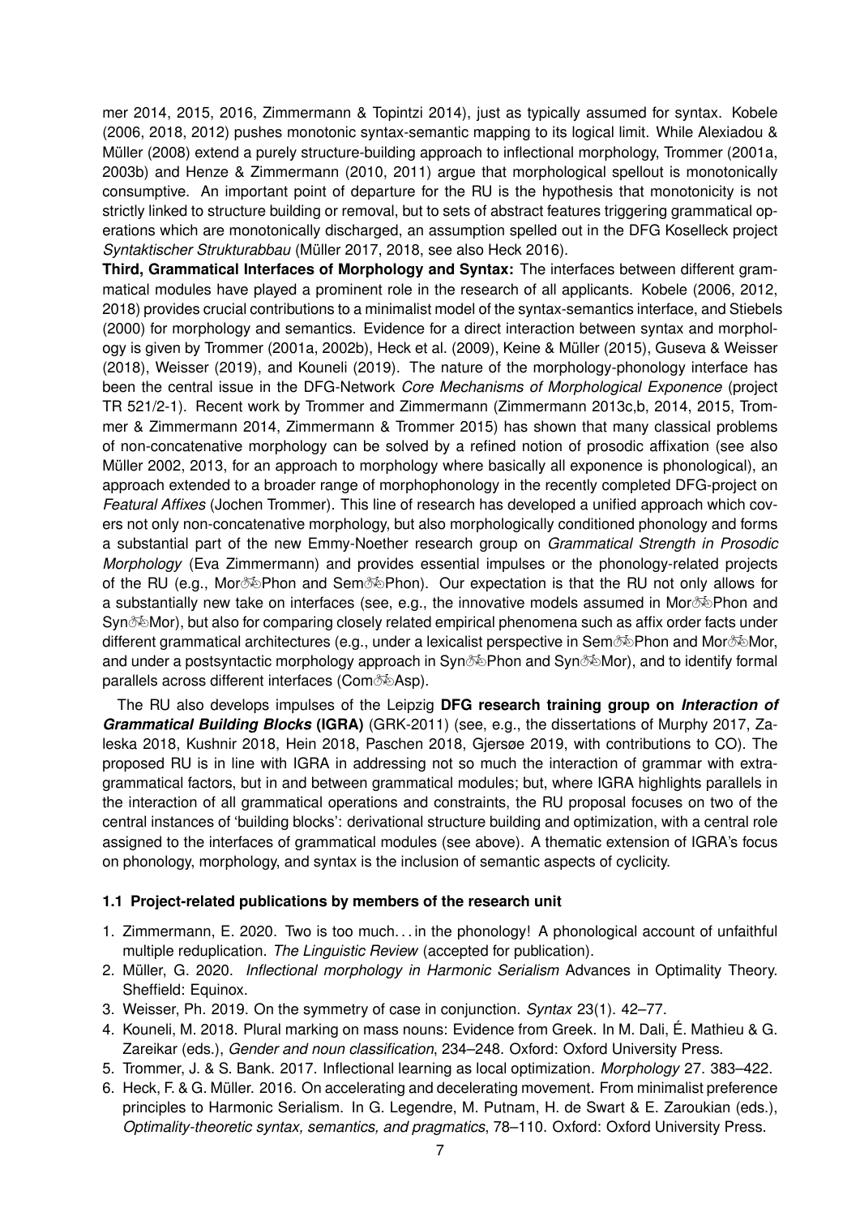mer 2014, 2015, 2016, Zimmermann & Topintzi 2014), just as typically assumed for syntax. Kobele (2006, 2018, 2012) pushes monotonic syntax-semantic mapping to its logical limit. While Alexiadou & Müller (2008) extend a purely structure-building approach to inflectional morphology, Trommer (2001a, 2003b) and Henze & Zimmermann (2010, 2011) argue that morphological spellout is monotonically consumptive. An important point of departure for the RU is the hypothesis that monotonicity is not strictly linked to structure building or removal, but to sets of abstract features triggering grammatical operations which are monotonically discharged, an assumption spelled out in the DFG Koselleck project *Syntaktischer Strukturabbau* (Müller 2017, 2018, see also Heck 2016).

**Third, Grammatical Interfaces of Morphology and Syntax:** The interfaces between different grammatical modules have played a prominent role in the research of all applicants. Kobele (2006, 2012, 2018) provides crucial contributions to a minimalist model of the syntax-semantics interface, and Stiebels (2000) for morphology and semantics. Evidence for a direct interaction between syntax and morphology is given by Trommer (2001a, 2002b), Heck et al. (2009), Keine & Müller (2015), Guseva & Weisser (2018), Weisser (2019), and Kouneli (2019). The nature of the morphology-phonology interface has been the central issue in the DFG-Network *Core Mechanisms of Morphological Exponence* (project TR 521/2-1). Recent work by Trommer and Zimmermann (Zimmermann 2013c,b, 2014, 2015, Trommer & Zimmermann 2014, Zimmermann & Trommer 2015) has shown that many classical problems of non-concatenative morphology can be solved by a refined notion of prosodic affixation (see also Müller 2002, 2013, for an approach to morphology where basically all exponence is phonological), an approach extended to a broader range of morphophonology in the recently completed DFG-project on *Featural Affixes* (Jochen Trommer). This line of research has developed a unified approach which covers not only non-concatenative morphology, but also morphologically conditioned phonology and forms a substantial part of the new Emmy-Noether research group on *Grammatical Strength in Prosodic Morphology* (Eva Zimmermann) and provides essential impulses or the phonology-related projects of the RU (e.g., Mor🚲Phon and Sem🚲Phon). Our expectation is that the RU not only allows for a substantially new take on interfaces (see, e.g., the innovative models assumed in Mor🚲Phon and Syn🚲Mor), but also for comparing closely related empirical phenomena such as affix order facts under different grammatical architectures (e.g., under a lexicalist perspective in Sem🚲Phon and Mor🚲Mor, and under a postsyntactic morphology approach in Syn🚲Phon and Syn🚲Mor), and to identify formal parallels across different interfaces (Com🚲Asp).

The RU also develops impulses of the Leipzig **DFG research training group on *Interaction of Grammatical Building Blocks* (IGRA)** (GRK-2011) (see, e.g., the dissertations of Murphy 2017, Zaleska 2018, Kushnir 2018, Hein 2018, Paschen 2018, Gjersøe 2019, with contributions to CO). The proposed RU is in line with IGRA in addressing not so much the interaction of grammar with extra-grammatical factors, but in and between grammatical modules; but, where IGRA highlights parallels in the interaction of all grammatical operations and constraints, the RU proposal focuses on two of the central instances of 'building blocks': derivational structure building and optimization, with a central role assigned to the interfaces of grammatical modules (see above). A thematic extension of IGRA's focus on phonology, morphology, and syntax is the inclusion of semantic aspects of cyclicity.

### 1.1 Project-related publications by members of the research unit

1. Zimmermann, E. 2020. Two is too much. . . in the phonology! A phonological account of unfaithful multiple reduplication. *The Linguistic Review* (accepted for publication).
2. Müller, G. 2020. *Inflectional morphology in Harmonic Serialism* Advances in Optimality Theory. Sheffield: Equinox.
3. Weisser, Ph. 2019. On the symmetry of case in conjunction. *Syntax* 23(1). 42–77.
4. Kouneli, M. 2018. Plural marking on mass nouns: Evidence from Greek. In M. Dali, É. Mathieu & G. Zareikar (eds.), *Gender and noun classification*, 234–248. Oxford: Oxford University Press.
5. Trommer, J. & S. Bank. 2017. Inflectional learning as local optimization. *Morphology* 27. 383–422.
6. Heck, F. & G. Müller. 2016. On accelerating and decelerating movement. From minimalist preference principles to Harmonic Serialism. In G. Legendre, M. Putnam, H. de Swart & E. Zaroukian (eds.), *Optimality-theoretic syntax, semantics, and pragmatics*, 78–110. Oxford: Oxford University Press.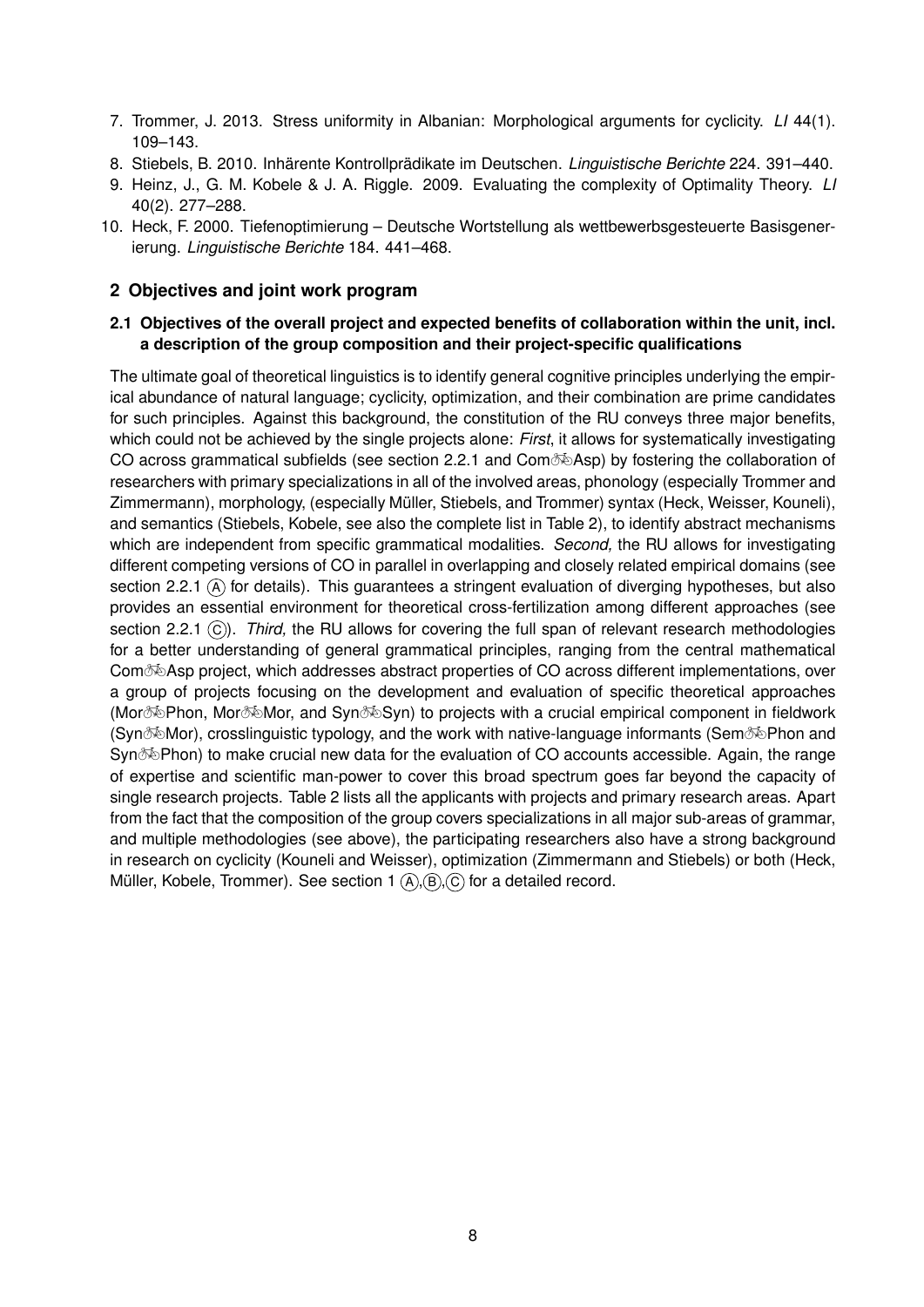7. Trommer, J. 2013. Stress uniformity in Albanian: Morphological arguments for cyclicity. *LI* 44(1). 109–143.
8. Stiebels, B. 2010. Inhärente Kontrollprädikate im Deutschen. *Linguistische Berichte* 224. 391–440.
9. Heinz, J., G. M. Kobele & J. A. Riggle. 2009. Evaluating the complexity of Optimality Theory. *LI* 40(2). 277–288.
10. Heck, F. 2000. Tiefenoptimierung – Deutsche Wortstellung als wettbewerbsgesteuerte Basisgenerierung. *Linguistische Berichte* 184. 441–468.

## 2 Objectives and joint work program

### 2.1 Objectives of the overall project and expected benefits of collaboration within the unit, incl. a description of the group composition and their project-specific qualifications

The ultimate goal of theoretical linguistics is to identify general cognitive principles underlying the empirical abundance of natural language; cyclicity, optimization, and their combination are prime candidates for such principles. Against this background, the constitution of the RU conveys three major benefits, which could not be achieved by the single projects alone: *First*, it allows for systematically investigating CO across grammatical subfields (see section 2.2.1 and Com🚲Asp) by fostering the collaboration of researchers with primary specializations in all of the involved areas, phonology (especially Trommer and Zimmermann), morphology, (especially Müller, Stiebels, and Trommer) syntax (Heck, Weisser, Kouneli), and semantics (Stiebels, Kobele, see also the complete list in Table 2), to identify abstract mechanisms which are independent from specific grammatical modalities. *Second,* the RU allows for investigating different competing versions of CO in parallel in overlapping and closely related empirical domains (see section 2.2.1 Ⓐ for details). This guarantees a stringent evaluation of diverging hypotheses, but also provides an essential environment for theoretical cross-fertilization among different approaches (see section 2.2.1 Ⓒ). *Third,* the RU allows for covering the full span of relevant research methodologies for a better understanding of general grammatical principles, ranging from the central mathematical Com🚲Asp project, which addresses abstract properties of CO across different implementations, over a group of projects focusing on the development and evaluation of specific theoretical approaches (Mor🚲Phon, Mor🚲Mor, and Syn🚲Syn) to projects with a crucial empirical component in fieldwork (Syn🚲Mor), crosslinguistic typology, and the work with native-language informants (Sem🚲Phon and Syn🚲Phon) to make crucial new data for the evaluation of CO accounts accessible. Again, the range of expertise and scientific man-power to cover this broad spectrum goes far beyond the capacity of single research projects. Table 2 lists all the applicants with projects and primary research areas. Apart from the fact that the composition of the group covers specializations in all major sub-areas of grammar, and multiple methodologies (see above), the participating researchers also have a strong background in research on cyclicity (Kouneli and Weisser), optimization (Zimmermann and Stiebels) or both (Heck, Müller, Kobele, Trommer). See section 1 Ⓐ,Ⓑ,Ⓒ for a detailed record.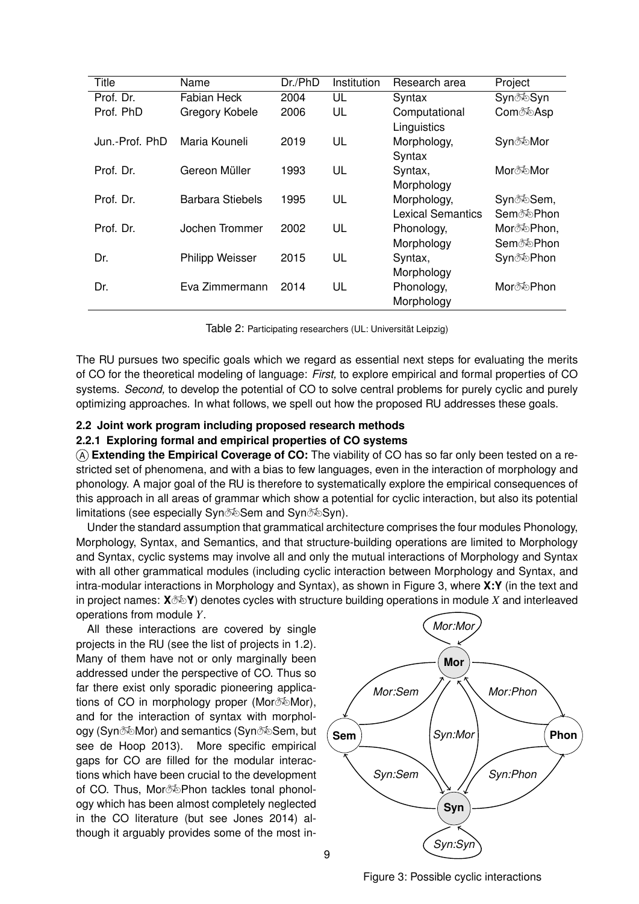| Title | Name | Dr./PhD | Institution | Research area | Project |
|---|---|---|---|---|---|
| Prof. Dr. | Fabian Heck | 2004 | UL | Syntax | Syn🚲Syn |
| Prof. PhD | Gregory Kobele | 2006 | UL | Computational Linguistics | Com🚲Asp |
| Jun.-Prof. PhD | Maria Kouneli | 2019 | UL | Morphology, Syntax | Syn🚲Mor |
| Prof. Dr. | Gereon Müller | 1993 | UL | Syntax, Morphology | Mor🚲Mor |
| Prof. Dr. | Barbara Stiebels | 1995 | UL | Morphology, Lexical Semantics | Syn🚲Sem, Sem🚲Phon |
| Prof. Dr. | Jochen Trommer | 2002 | UL | Phonology, Morphology | Mor🚲Phon, Sem🚲Phon |
| Dr. | Philipp Weisser | 2015 | UL | Syntax, Morphology | Syn🚲Phon |
| Dr. | Eva Zimmermann | 2014 | UL | Phonology, Morphology | Mor🚲Phon |

Table 2: Participating researchers (UL: Universität Leipzig)

The RU pursues two specific goals which we regard as essential next steps for evaluating the merits of CO for the theoretical modeling of language: *First,* to explore empirical and formal properties of CO systems. *Second,* to develop the potential of CO to solve central problems for purely cyclic and purely optimizing approaches. In what follows, we spell out how the proposed RU addresses these goals.

### 2.2 Joint work program including proposed research methods

#### 2.2.1 Exploring formal and empirical properties of CO systems

Ⓐ **Extending the Empirical Coverage of CO:** The viability of CO has so far only been tested on a restricted set of phenomena, and with a bias to few languages, even in the interaction of morphology and phonology. A major goal of the RU is therefore to systematically explore the empirical consequences of this approach in all areas of grammar which show a potential for cyclic interaction, but also its potential limitations (see especially Syn🚲Sem and Syn🚲Syn).

Under the standard assumption that grammatical architecture comprises the four modules Phonology, Morphology, Syntax, and Semantics, and that structure-building operations are limited to Morphology and Syntax, cyclic systems may involve all and only the mutual interactions of Morphology and Syntax with all other grammatical modules (including cyclic interaction between Morphology and Syntax, and intra-modular interactions in Morphology and Syntax), as shown in Figure 3, where **X:Y** (in the text and in project names: **X🚲Y**) denotes cycles with structure building operations in module $X$ and interleaved operations from module $Y$.

All these interactions are covered by single projects in the RU (see the list of projects in 1.2). Many of them have not or only marginally been addressed under the perspective of CO. Thus so far there exist only sporadic pioneering applications of CO in morphology proper (Mor🚲Mor), and for the interaction of syntax with morphology (Syn🚲Mor) and semantics (Syn🚲Sem, but see de Hoop 2013). More specific empirical gaps for CO are filled for the modular interactions which have been crucial to the development of CO. Thus, Mor🚲Phon tackles tonal phonology which has been almost completely neglected in the CO literature (but see Jones 2014) although it arguably provides some of the most in-

Figure 3: Possible cyclic interactions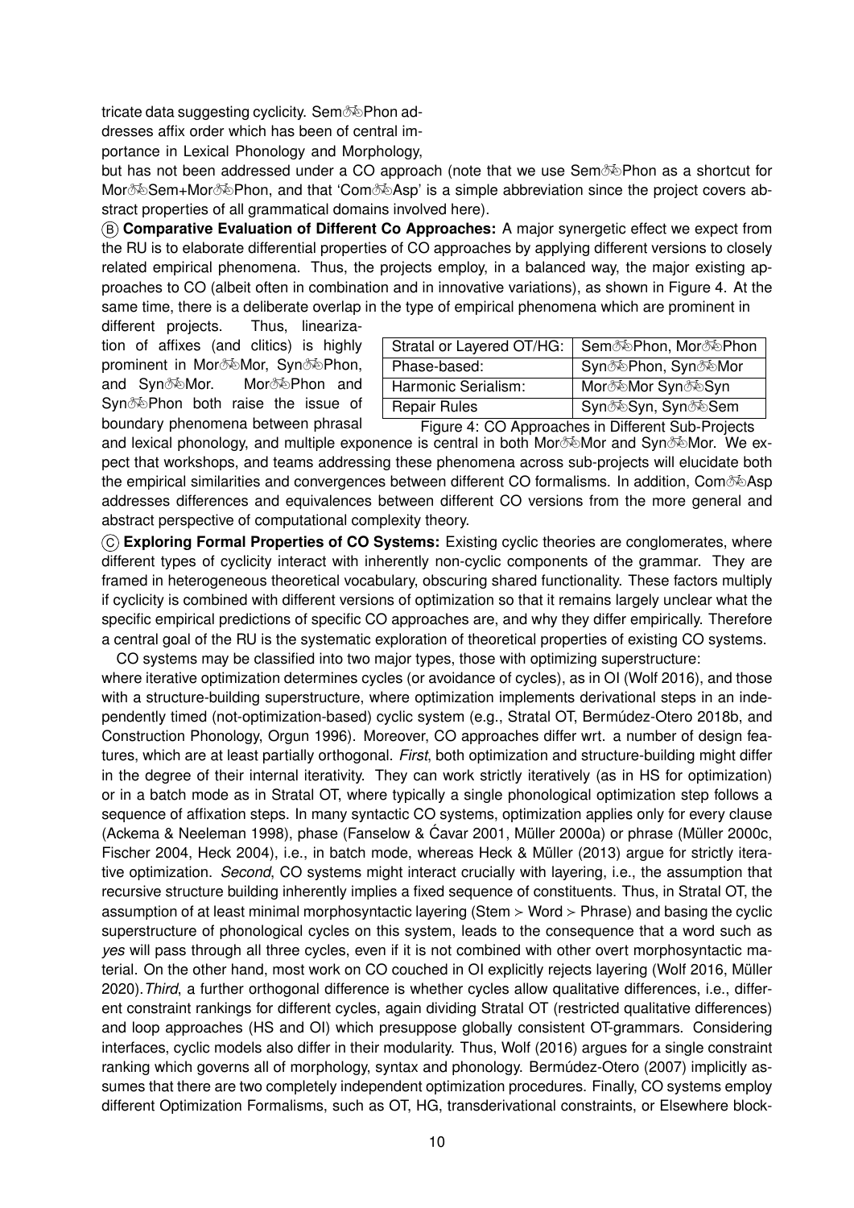tricate data suggesting cyclicity. Sem🚲Phon addresses affix order which has been of central importance in Lexical Phonology and Morphology, but has not been addressed under a CO approach (note that we use Sem🚲Phon as a shortcut for Mor🚲Sem+Mor🚲Phon, and that 'Com🚲Asp' is a simple abbreviation since the project covers abstract properties of all grammatical domains involved here).

Ⓑ **Comparative Evaluation of Different Co Approaches:** A major synergetic effect we expect from the RU is to elaborate differential properties of CO approaches by applying different versions to closely related empirical phenomena. Thus, the projects employ, in a balanced way, the major existing approaches to CO (albeit often in combination and in innovative variations), as shown in Figure 4. At the same time, there is a deliberate overlap in the type of empirical phenomena which are prominent in different projects. Thus, linearization of affixes (and clitics) is highly prominent in Mor🚲Mor, Syn🚲Phon, and Syn🚲Mor. Mor🚲Phon and Syn🚲Phon both raise the issue of boundary phenomena between phrasal and lexical phonology, and multiple exponence is central in both Mor🚲Mor and Syn🚲Mor. We expect that workshops, and teams addressing these phenomena across sub-projects will elucidate both the empirical similarities and convergences between different CO formalisms. In addition, Com🚲Asp addresses differences and equivalences between different CO versions from the more general and abstract perspective of computational complexity theory.

| Stratal or Layered OT/HG: | Sem🚲Phon, Mor🚲Phon |
|---|---|
| Phase-based: | Syn🚲Phon, Syn🚲Mor |
| Harmonic Serialism: | Mor🚲Mor Syn🚲Syn |
| Repair Rules | Syn🚲Syn, Syn🚲Sem |

Figure 4: CO Approaches in Different Sub-Projects

Ⓒ **Exploring Formal Properties of CO Systems:** Existing cyclic theories are conglomerates, where different types of cyclicity interact with inherently non-cyclic components of the grammar. They are framed in heterogeneous theoretical vocabulary, obscuring shared functionality. These factors multiply if cyclicity is combined with different versions of optimization so that it remains largely unclear what the specific empirical predictions of specific CO approaches are, and why they differ empirically. Therefore a central goal of the RU is the systematic exploration of theoretical properties of existing CO systems.

CO systems may be classified into two major types, those with optimizing superstructure: where iterative optimization determines cycles (or avoidance of cycles), as in OI (Wolf 2016), and those with a structure-building superstructure, where optimization implements derivational steps in an independently timed (not-optimization-based) cyclic system (e.g., Stratal OT, Bermúdez-Otero 2018b, and Construction Phonology, Orgun 1996). Moreover, CO approaches differ wrt. a number of design features, which are at least partially orthogonal. *First*, both optimization and structure-building might differ in the degree of their internal iterativity. They can work strictly iteratively (as in HS for optimization) or in a batch mode as in Stratal OT, where typically a single phonological optimization step follows a sequence of affixation steps. In many syntactic CO systems, optimization applies only for every clause (Ackema & Neeleman 1998), phase (Fanselow & Ćavar 2001, Müller 2000a) or phrase (Müller 2000c, Fischer 2004, Heck 2004), i.e., in batch mode, whereas Heck & Müller (2013) argue for strictly iterative optimization. *Second*, CO systems might interact crucially with layering, i.e., the assumption that recursive structure building inherently implies a fixed sequence of constituents. Thus, in Stratal OT, the assumption of at least minimal morphosyntactic layering (Stem > Word > Phrase) and basing the cyclic superstructure of phonological cycles on this system, leads to the consequence that a word such as *yes* will pass through all three cycles, even if it is not combined with other overt morphosyntactic material. On the other hand, most work on CO couched in OI explicitly rejects layering (Wolf 2016, Müller 2020). *Third*, a further orthogonal difference is whether cycles allow qualitative differences, i.e., different constraint rankings for different cycles, again dividing Stratal OT (restricted qualitative differences) and loop approaches (HS and OI) which presuppose globally consistent OT-grammars. Considering interfaces, cyclic models also differ in their modularity. Thus, Wolf (2016) argues for a single constraint ranking which governs all of morphology, syntax and phonology. Bermúdez-Otero (2007) implicitly assumes that there are two completely independent optimization procedures. Finally, CO systems employ different Optimization Formalisms, such as OT, HG, transderivational constraints, or Elsewhere block-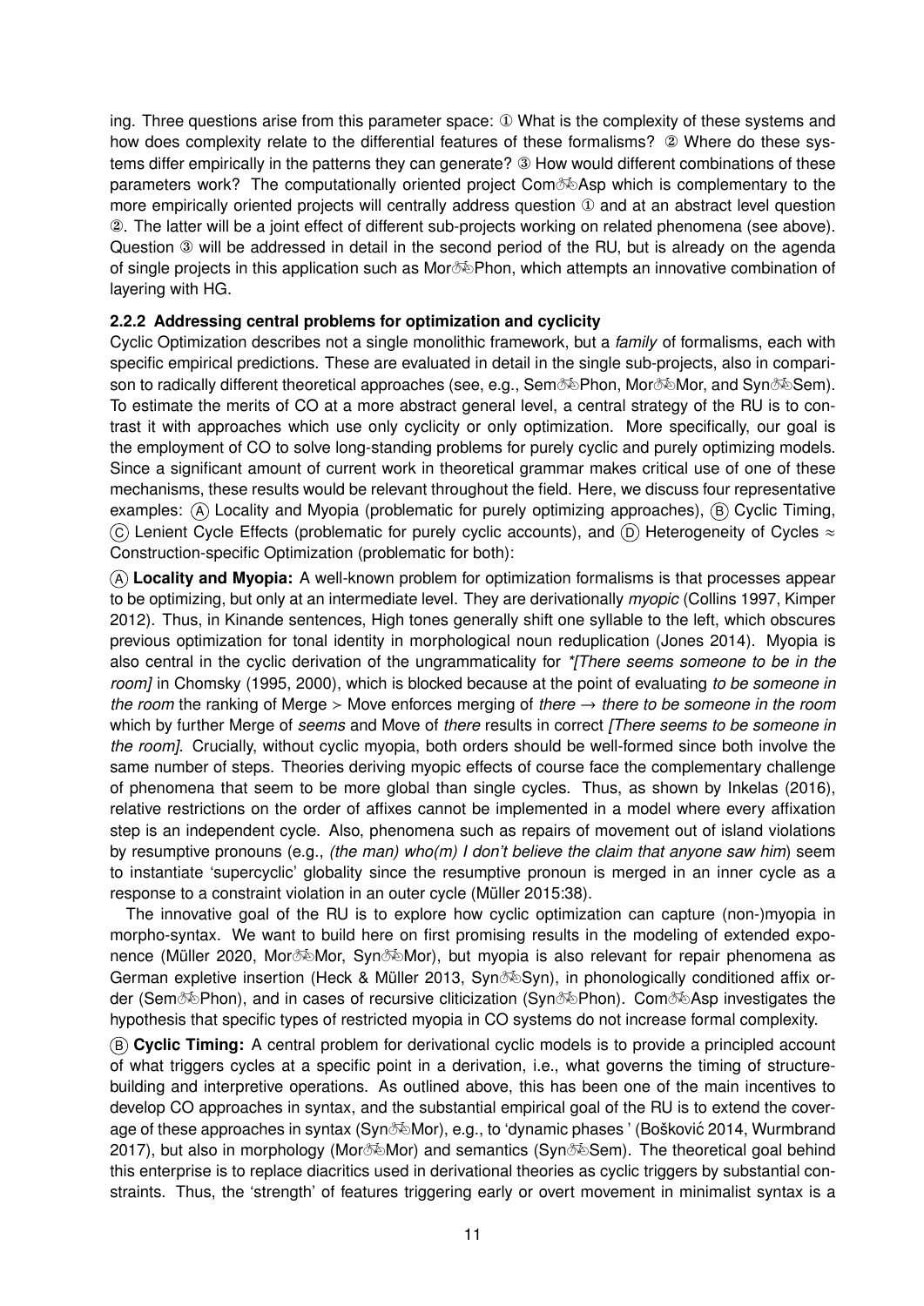ing. Three questions arise from this parameter space: ① What is the complexity of these systems and how does complexity relate to the differential features of these formalisms? ② Where do these systems differ empirically in the patterns they can generate? ③ How would different combinations of these parameters work? The computationally oriented project Com🚲Asp which is complementary to the more empirically oriented projects will centrally address question ① and at an abstract level question ②. The latter will be a joint effect of different sub-projects working on related phenomena (see above). Question ③ will be addressed in detail in the second period of the RU, but is already on the agenda of single projects in this application such as Mor🚲Phon, which attempts an innovative combination of layering with HG.

### 2.2.2 Addressing central problems for optimization and cyclicity

Cyclic Optimization describes not a single monolithic framework, but a *family* of formalisms, each with specific empirical predictions. These are evaluated in detail in the single sub-projects, also in comparison to radically different theoretical approaches (see, e.g., Sem🚲Phon, Mor🚲Mor, and Syn🚲Sem). To estimate the merits of CO at a more abstract general level, a central strategy of the RU is to contrast it with approaches which use only cyclicity or only optimization. More specifically, our goal is the employment of CO to solve long-standing problems for purely cyclic and purely optimizing models. Since a significant amount of current work in theoretical grammar makes critical use of one of these mechanisms, these results would be relevant throughout the field. Here, we discuss four representative examples: Ⓐ Locality and Myopia (problematic for purely optimizing approaches), Ⓑ Cyclic Timing, Ⓒ Lenient Cycle Effects (problematic for purely cyclic accounts), and Ⓓ Heterogeneity of Cycles ≈ Construction-specific Optimization (problematic for both):

Ⓐ **Locality and Myopia:** A well-known problem for optimization formalisms is that processes appear to be optimizing, but only at an intermediate level. They are derivationally *myopic* (Collins 1997, Kimper 2012). Thus, in Kinande sentences, High tones generally shift one syllable to the left, which obscures previous optimization for tonal identity in morphological noun reduplication (Jones 2014). Myopia is also central in the cyclic derivation of the ungrammaticality for *\*[There seems someone to be in the room]* in Chomsky (1995, 2000), which is blocked because at the point of evaluating *to be someone in the room* the ranking of Merge > Move enforces merging of *there* → *there to be someone in the room* which by further Merge of *seems* and Move of *there* results in correct *[There seems to be someone in the room]*. Crucially, without cyclic myopia, both orders should be well-formed since both involve the same number of steps. Theories deriving myopic effects of course face the complementary challenge of phenomena that seem to be more global than single cycles. Thus, as shown by Inkelas (2016), relative restrictions on the order of affixes cannot be implemented in a model where every affixation step is an independent cycle. Also, phenomena such as repairs of movement out of island violations by resumptive pronouns (e.g., *(the man) who(m) I don't believe the claim that anyone saw him*) seem to instantiate 'supercyclic' globality since the resumptive pronoun is merged in an inner cycle as a response to a constraint violation in an outer cycle (Müller 2015:38).

The innovative goal of the RU is to explore how cyclic optimization can capture (non-)myopia in morpho-syntax. We want to build here on first promising results in the modeling of extended exponence (Müller 2020, Mor🚲Mor, Syn🚲Mor), but myopia is also relevant for repair phenomena as German expletive insertion (Heck & Müller 2013, Syn🚲Syn), in phonologically conditioned affix order (Sem🚲Phon), and in cases of recursive cliticization (Syn🚲Phon). Com🚲Asp investigates the hypothesis that specific types of restricted myopia in CO systems do not increase formal complexity.

Ⓑ **Cyclic Timing:** A central problem for derivational cyclic models is to provide a principled account of what triggers cycles at a specific point in a derivation, i.e., what governs the timing of structure-building and interpretive operations. As outlined above, this has been one of the main incentives to develop CO approaches in syntax, and the substantial empirical goal of the RU is to extend the coverage of these approaches in syntax (Syn🚲Mor), e.g., to 'dynamic phases ' (Bošković 2014, Wurmbrand 2017), but also in morphology (Mor🚲Mor) and semantics (Syn🚲Sem). The theoretical goal behind this enterprise is to replace diacritics used in derivational theories as cyclic triggers by substantial constraints. Thus, the 'strength' of features triggering early or overt movement in minimalist syntax is a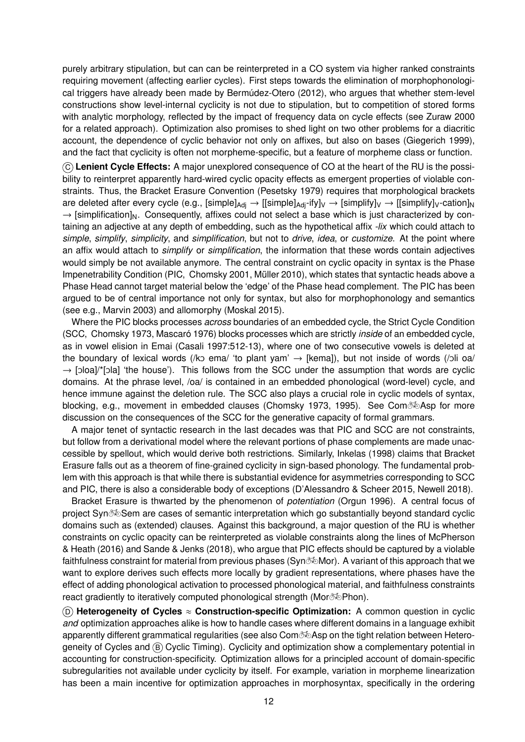purely arbitrary stipulation, but can can be reinterpreted in a CO system via higher ranked constraints requiring movement (affecting earlier cycles). First steps towards the elimination of morphophonological triggers have already been made by Bermúdez-Otero (2012), who argues that whether stem-level constructions show level-internal cyclicity is not due to stipulation, but to competition of stored forms with analytic morphology, reflected by the impact of frequency data on cycle effects (see Zuraw 2000 for a related approach). Optimization also promises to shed light on two other problems for a diacritic account, the dependence of cyclic behavior not only on affixes, but also on bases (Giegerich 1999), and the fact that cyclicity is often not morpheme-specific, but a feature of morpheme class or function.

Ⓒ **Lenient Cycle Effects:** A major unexplored consequence of CO at the heart of the RU is the possibility to reinterpret apparently hard-wired cyclic opacity effects as emergent properties of violable constraints. Thus, the Bracket Erasure Convention (Pesetsky 1979) requires that morphological brackets are deleted after every cycle (e.g., $[\text{simple}]_{\text{Adj}} \rightarrow [[\text{simple}]_{\text{Adj}}\text{-ify}]_{\text{V}} \rightarrow [\text{simplify}]_{\text{V}} \rightarrow [[\text{simplify}]_{\text{V}}\text{-cation}]_{\text{N}} \rightarrow [\text{simplification}]_{\text{N}}$. Consequently, affixes could not select a base which is just characterized by containing an adjective at any depth of embedding, such as the hypothetical affix *-lix* which could attach to *simple*, *simplify*, *simplicity*, and *simplification*, but not to *drive*, *idea*, or *customize*. At the point where an affix would attach to *simplify* or *simplification*, the information that these words contain adjectives would simply be not available anymore. The central constraint on cyclic opacity in syntax is the Phase Impenetrability Condition (PIC, Chomsky 2001, Müller 2010), which states that syntactic heads above a Phase Head cannot target material below the 'edge' of the Phase head complement. The PIC has been argued to be of central importance not only for syntax, but also for morphophonology and semantics (see e.g., Marvin 2003) and allomorphy (Moskal 2015).

Where the PIC blocks processes *across* boundaries of an embedded cycle, the Strict Cycle Condition (SCC, Chomsky 1973, Mascaró 1976) blocks processes which are strictly *inside* of an embedded cycle, as in vowel elision in Emai (Casali 1997:512-13), where one of two consecutive vowels is deleted at the boundary of lexical words (/kɔ ema/ 'to plant yam' → [kema]), but not inside of words (/ɔli oa/ → [ɔloa]/*[ɔla] 'the house'). This follows from the SCC under the assumption that words are cyclic domains. At the phrase level, /oa/ is contained in an embedded phonological (word-level) cycle, and hence immune against the deletion rule. The SCC also plays a crucial role in cyclic models of syntax, blocking, e.g., movement in embedded clauses (Chomsky 1973, 1995). See Com🚲Asp for more discussion on the consequences of the SCC for the generative capacity of formal grammars.

A major tenet of syntactic research in the last decades was that PIC and SCC are not constraints, but follow from a derivational model where the relevant portions of phase complements are made unaccessible by spellout, which would derive both restrictions. Similarly, Inkelas (1998) claims that Bracket Erasure falls out as a theorem of fine-grained cyclicity in sign-based phonology. The fundamental problem with this approach is that while there is substantial evidence for asymmetries corresponding to SCC and PIC, there is also a considerable body of exceptions (D'Alessandro & Scheer 2015, Newell 2018).

Bracket Erasure is thwarted by the phenomenon of *potentiation* (Orgun 1996). A central focus of project Syn🚲Sem are cases of semantic interpretation which go substantially beyond standard cyclic domains such as (extended) clauses. Against this background, a major question of the RU is whether constraints on cyclic opacity can be reinterpreted as violable constraints along the lines of McPherson & Heath (2016) and Sande & Jenks (2018), who argue that PIC effects should be captured by a violable faithfulness constraint for material from previous phases (Syn🚲Mor). A variant of this approach that we want to explore derives such effects more locally by gradient representations, where phases have the effect of adding phonological activation to processed phonological material, and faithfulness constraints react gradiently to iteratively computed phonological strength (Mor🚲Phon).

Ⓓ **Heterogeneity of Cycles ≈ Construction-specific Optimization:** A common question in cyclic *and* optimization approaches alike is how to handle cases where different domains in a language exhibit apparently different grammatical regularities (see also Com🚲Asp on the tight relation between Heterogeneity of Cycles and Ⓑ Cyclic Timing). Cyclicity and optimization show a complementary potential in accounting for construction-specificity. Optimization allows for a principled account of domain-specific subregularities not available under cyclicity by itself. For example, variation in morpheme linearization has been a main incentive for optimization approaches in morphosyntax, specifically in the ordering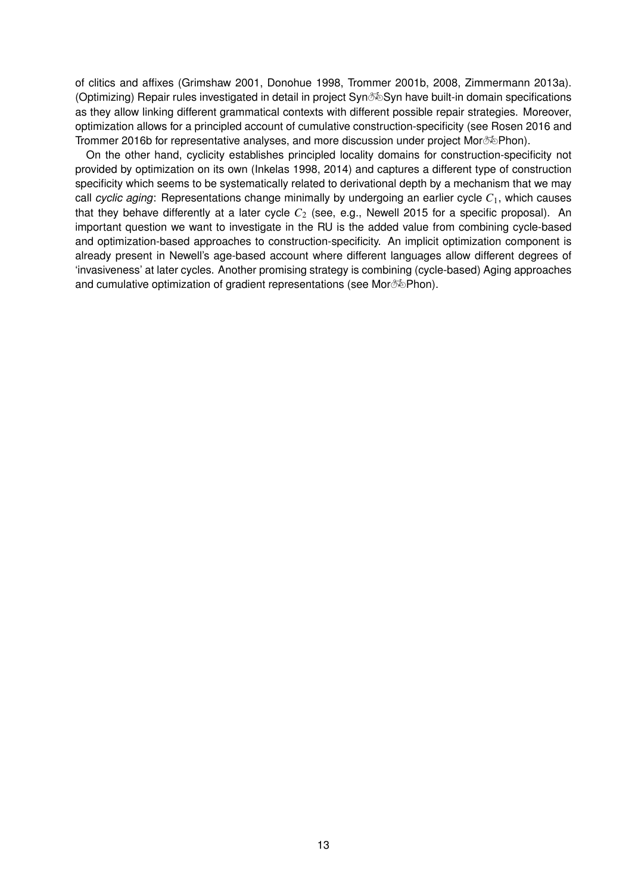of clitics and affixes (Grimshaw 2001, Donohue 1998, Trommer 2001b, 2008, Zimmermann 2013a). (Optimizing) Repair rules investigated in detail in project Syn🚲Syn have built-in domain specifications as they allow linking different grammatical contexts with different possible repair strategies. Moreover, optimization allows for a principled account of cumulative construction-specificity (see Rosen 2016 and Trommer 2016b for representative analyses, and more discussion under project Mor🚲Phon).

On the other hand, cyclicity establishes principled locality domains for construction-specificity not provided by optimization on its own (Inkelas 1998, 2014) and captures a different type of construction specificity which seems to be systematically related to derivational depth by a mechanism that we may call *cyclic aging*: Representations change minimally by undergoing an earlier cycle $C_1$, which causes that they behave differently at a later cycle $C_2$ (see, e.g., Newell 2015 for a specific proposal). An important question we want to investigate in the RU is the added value from combining cycle-based and optimization-based approaches to construction-specificity. An implicit optimization component is already present in Newell's age-based account where different languages allow different degrees of 'invasiveness' at later cycles. Another promising strategy is combining (cycle-based) Aging approaches and cumulative optimization of gradient representations (see Mor🚲Phon).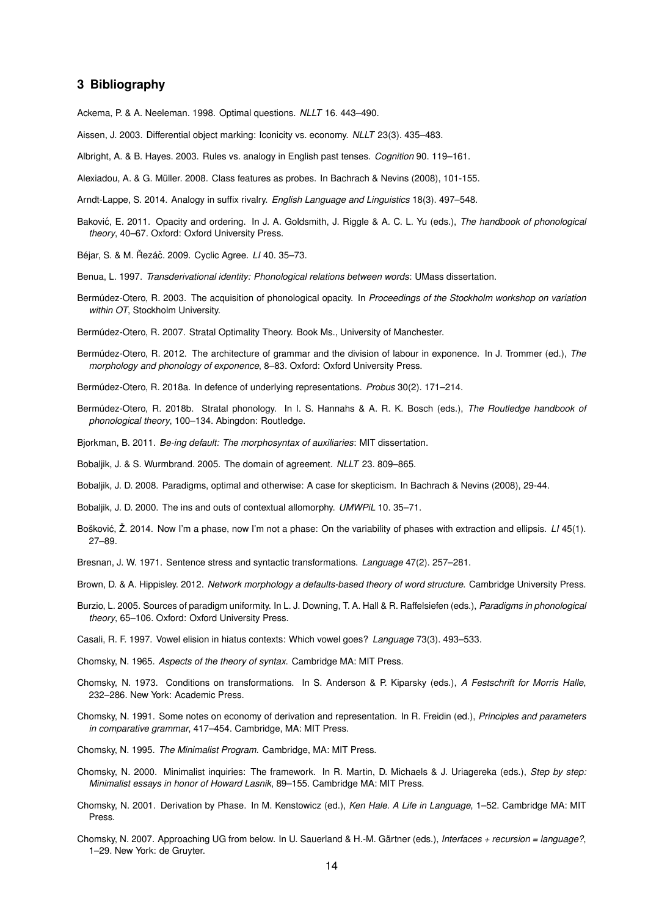## 3 Bibliography

Ackema, P. & A. Neeleman. 1998. Optimal questions. *NLLT* 16. 443–490.

Aissen, J. 2003. Differential object marking: Iconicity vs. economy. *NLLT* 23(3). 435–483.

Albright, A. & B. Hayes. 2003. Rules vs. analogy in English past tenses. *Cognition* 90. 119–161.

Alexiadou, A. & G. Müller. 2008. Class features as probes. In Bachrach & Nevins (2008), 101-155.

Arndt-Lappe, S. 2014. Analogy in suffix rivalry. *English Language and Linguistics* 18(3). 497–548.

Baković, E. 2011. Opacity and ordering. In J. A. Goldsmith, J. Riggle & A. C. L. Yu (eds.), *The handbook of phonological theory*, 40–67. Oxford: Oxford University Press.

Béjar, S. & M. Řezáč. 2009. Cyclic Agree. *LI* 40. 35–73.

Benua, L. 1997. *Transderivational identity: Phonological relations between words*: UMass dissertation.

Bermúdez-Otero, R. 2003. The acquisition of phonological opacity. In *Proceedings of the Stockholm workshop on variation within OT*, Stockholm University.

Bermúdez-Otero, R. 2007. Stratal Optimality Theory. Book Ms., University of Manchester.

Bermúdez-Otero, R. 2012. The architecture of grammar and the division of labour in exponence. In J. Trommer (ed.), *The morphology and phonology of exponence*, 8–83. Oxford: Oxford University Press.

Bermúdez-Otero, R. 2018a. In defence of underlying representations. *Probus* 30(2). 171–214.

Bermúdez-Otero, R. 2018b. Stratal phonology. In I. S. Hannahs & A. R. K. Bosch (eds.), *The Routledge handbook of phonological theory*, 100–134. Abingdon: Routledge.

Bjorkman, B. 2011. *Be-ing default: The morphosyntax of auxiliaries*: MIT dissertation.

Bobaljik, J. & S. Wurmbrand. 2005. The domain of agreement. *NLLT* 23. 809–865.

Bobaljik, J. D. 2008. Paradigms, optimal and otherwise: A case for skepticism. In Bachrach & Nevins (2008), 29-44.

Bobaljik, J. D. 2000. The ins and outs of contextual allomorphy. *UMWPiL* 10. 35–71.

Bošković, Ž. 2014. Now I'm a phase, now I'm not a phase: On the variability of phases with extraction and ellipsis. *LI* 45(1). 27–89.

Bresnan, J. W. 1971. Sentence stress and syntactic transformations. *Language* 47(2). 257–281.

Brown, D. & A. Hippisley. 2012. *Network morphology a defaults-based theory of word structure*. Cambridge University Press.

Burzio, L. 2005. Sources of paradigm uniformity. In L. J. Downing, T. A. Hall & R. Raffelsiefen (eds.), *Paradigms in phonological theory*, 65–106. Oxford: Oxford University Press.

Casali, R. F. 1997. Vowel elision in hiatus contexts: Which vowel goes? *Language* 73(3). 493–533.

Chomsky, N. 1965. *Aspects of the theory of syntax*. Cambridge MA: MIT Press.

Chomsky, N. 1973. Conditions on transformations. In S. Anderson & P. Kiparsky (eds.), *A Festschrift for Morris Halle*, 232–286. New York: Academic Press.

Chomsky, N. 1991. Some notes on economy of derivation and representation. In R. Freidin (ed.), *Principles and parameters in comparative grammar*, 417–454. Cambridge, MA: MIT Press.

Chomsky, N. 1995. *The Minimalist Program*. Cambridge, MA: MIT Press.

Chomsky, N. 2000. Minimalist inquiries: The framework. In R. Martin, D. Michaels & J. Uriagereka (eds.), *Step by step: Minimalist essays in honor of Howard Lasnik*, 89–155. Cambridge MA: MIT Press.

Chomsky, N. 2001. Derivation by Phase. In M. Kenstowicz (ed.), *Ken Hale. A Life in Language*, 1–52. Cambridge MA: MIT Press.

Chomsky, N. 2007. Approaching UG from below. In U. Sauerland & H.-M. Gärtner (eds.), *Interfaces + recursion = language?*, 1–29. New York: de Gruyter.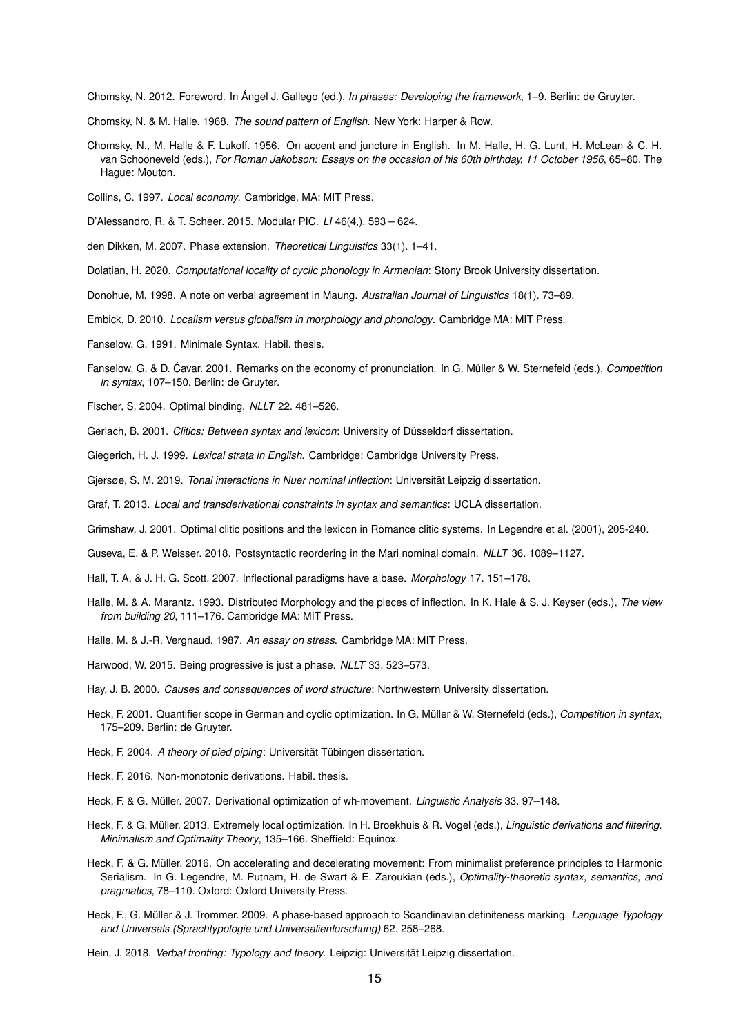Chomsky, N. 2012. Foreword. In Ángel J. Gallego (ed.), *In phases: Developing the framework*, 1–9. Berlin: de Gruyter.

Chomsky, N. & M. Halle. 1968. *The sound pattern of English*. New York: Harper & Row.

Chomsky, N., M. Halle & F. Lukoff. 1956. On accent and juncture in English. In M. Halle, H. G. Lunt, H. McLean & C. H. van Schooneveld (eds.), *For Roman Jakobson: Essays on the occasion of his 60th birthday, 11 October 1956*, 65–80. The Hague: Mouton.

Collins, C. 1997. *Local economy*. Cambridge, MA: MIT Press.

D'Alessandro, R. & T. Scheer. 2015. Modular PIC. *LI* 46(4,). 593 – 624.

den Dikken, M. 2007. Phase extension. *Theoretical Linguistics* 33(1). 1–41.

Dolatian, H. 2020. *Computational locality of cyclic phonology in Armenian*: Stony Brook University dissertation.

Donohue, M. 1998. A note on verbal agreement in Maung. *Australian Journal of Linguistics* 18(1). 73–89.

Embick, D. 2010. *Localism versus globalism in morphology and phonology*. Cambridge MA: MIT Press.

Fanselow, G. 1991. Minimale Syntax. Habil. thesis.

Fanselow, G. & D. Ćavar. 2001. Remarks on the economy of pronunciation. In G. Müller & W. Sternefeld (eds.), *Competition in syntax*, 107–150. Berlin: de Gruyter.

Fischer, S. 2004. Optimal binding. *NLLT* 22. 481–526.

Gerlach, B. 2001. *Clitics: Between syntax and lexicon*: University of Düsseldorf dissertation.

Giegerich, H. J. 1999. *Lexical strata in English*. Cambridge: Cambridge University Press.

Gjersøe, S. M. 2019. *Tonal interactions in Nuer nominal inflection*: Universität Leipzig dissertation.

Graf, T. 2013. *Local and transderivational constraints in syntax and semantics*: UCLA dissertation.

Grimshaw, J. 2001. Optimal clitic positions and the lexicon in Romance clitic systems. In Legendre et al. (2001), 205-240.

Guseva, E. & P. Weisser. 2018. Postsyntactic reordering in the Mari nominal domain. *NLLT* 36. 1089–1127.

Hall, T. A. & J. H. G. Scott. 2007. Inflectional paradigms have a base. *Morphology* 17. 151–178.

Halle, M. & A. Marantz. 1993. Distributed Morphology and the pieces of inflection. In K. Hale & S. J. Keyser (eds.), *The view from building 20*, 111–176. Cambridge MA: MIT Press.

Halle, M. & J.-R. Vergnaud. 1987. *An essay on stress*. Cambridge MA: MIT Press.

Harwood, W. 2015. Being progressive is just a phase. *NLLT* 33. 523–573.

Hay, J. B. 2000. *Causes and consequences of word structure*: Northwestern University dissertation.

Heck, F. 2001. Quantifier scope in German and cyclic optimization. In G. Müller & W. Sternefeld (eds.), *Competition in syntax*, 175–209. Berlin: de Gruyter.

Heck, F. 2004. *A theory of pied piping*: Universität Tübingen dissertation.

Heck, F. 2016. Non-monotonic derivations. Habil. thesis.

Heck, F. & G. Müller. 2007. Derivational optimization of wh-movement. *Linguistic Analysis* 33. 97–148.

Heck, F. & G. Müller. 2013. Extremely local optimization. In H. Broekhuis & R. Vogel (eds.), *Linguistic derivations and filtering. Minimalism and Optimality Theory*, 135–166. Sheffield: Equinox.

Heck, F. & G. Müller. 2016. On accelerating and decelerating movement: From minimalist preference principles to Harmonic Serialism. In G. Legendre, M. Putnam, H. de Swart & E. Zaroukian (eds.), *Optimality-theoretic syntax, semantics, and pragmatics*, 78–110. Oxford: Oxford University Press.

Heck, F., G. Müller & J. Trommer. 2009. A phase-based approach to Scandinavian definiteness marking. *Language Typology and Universals (Sprachtypologie und Universalienforschung)* 62. 258–268.

Hein, J. 2018. *Verbal fronting: Typology and theory*. Leipzig: Universität Leipzig dissertation.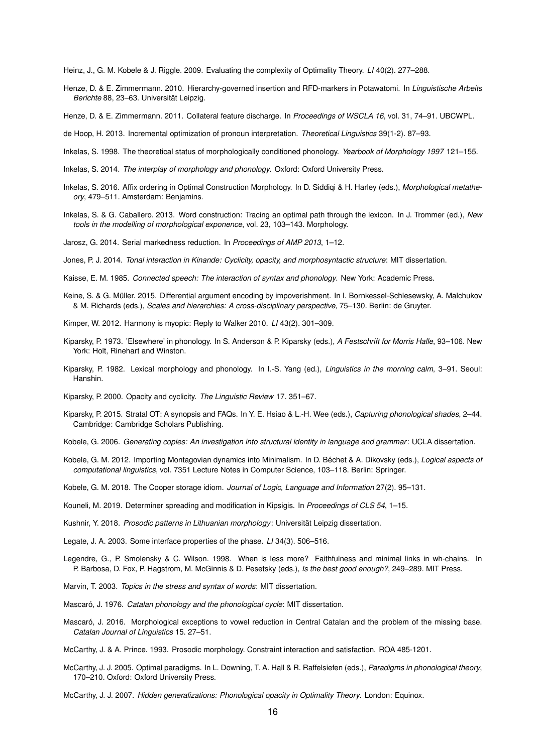Heinz, J., G. M. Kobele & J. Riggle. 2009. Evaluating the complexity of Optimality Theory. *LI* 40(2). 277–288.

Henze, D. & E. Zimmermann. 2010. Hierarchy-governed insertion and RFD-markers in Potawatomi. In *Linguistische Arbeits Berichte* 88, 23–63. Universität Leipzig.

Henze, D. & E. Zimmermann. 2011. Collateral feature discharge. In *Proceedings of WSCLA 16*, vol. 31, 74–91. UBCWPL.

de Hoop, H. 2013. Incremental optimization of pronoun interpretation. *Theoretical Linguistics* 39(1-2). 87–93.

Inkelas, S. 1998. The theoretical status of morphologically conditioned phonology. *Yearbook of Morphology 1997* 121–155.

Inkelas, S. 2014. *The interplay of morphology and phonology*. Oxford: Oxford University Press.

Inkelas, S. 2016. Affix ordering in Optimal Construction Morphology. In D. Siddiqi & H. Harley (eds.), *Morphological metatheory*, 479–511. Amsterdam: Benjamins.

Inkelas, S. & G. Caballero. 2013. Word construction: Tracing an optimal path through the lexicon. In J. Trommer (ed.), *New tools in the modelling of morphological exponence*, vol. 23, 103–143. Morphology.

Jarosz, G. 2014. Serial markedness reduction. In *Proceedings of AMP 2013*, 1–12.

Jones, P. J. 2014. *Tonal interaction in Kinande: Cyclicity, opacity, and morphosyntactic structure*: MIT dissertation.

Kaisse, E. M. 1985. *Connected speech: The interaction of syntax and phonology*. New York: Academic Press.

Keine, S. & G. Müller. 2015. Differential argument encoding by impoverishment. In I. Bornkessel-Schlesewsky, A. Malchukov & M. Richards (eds.), *Scales and hierarchies: A cross-disciplinary perspective*, 75–130. Berlin: de Gruyter.

Kimper, W. 2012. Harmony is myopic: Reply to Walker 2010. *LI* 43(2). 301–309.

Kiparsky, P. 1973. 'Elsewhere' in phonology. In S. Anderson & P. Kiparsky (eds.), *A Festschrift for Morris Halle*, 93–106. New York: Holt, Rinehart and Winston.

Kiparsky, P. 1982. Lexical morphology and phonology. In I.-S. Yang (ed.), *Linguistics in the morning calm*, 3–91. Seoul: Hanshin.

Kiparsky, P. 2000. Opacity and cyclicity. *The Linguistic Review* 17. 351–67.

Kiparsky, P. 2015. Stratal OT: A synopsis and FAQs. In Y. E. Hsiao & L.-H. Wee (eds.), *Capturing phonological shades*, 2–44. Cambridge: Cambridge Scholars Publishing.

Kobele, G. 2006. *Generating copies: An investigation into structural identity in language and grammar*: UCLA dissertation.

Kobele, G. M. 2012. Importing Montagovian dynamics into Minimalism. In D. Béchet & A. Dikovsky (eds.), *Logical aspects of computational linguistics*, vol. 7351 Lecture Notes in Computer Science, 103–118. Berlin: Springer.

Kobele, G. M. 2018. The Cooper storage idiom. *Journal of Logic, Language and Information* 27(2). 95–131.

Kouneli, M. 2019. Determiner spreading and modification in Kipsigis. In *Proceedings of CLS 54*, 1–15.

Kushnir, Y. 2018. *Prosodic patterns in Lithuanian morphology*: Universität Leipzig dissertation.

Legate, J. A. 2003. Some interface properties of the phase. *LI* 34(3). 506–516.

Legendre, G., P. Smolensky & C. Wilson. 1998. When is less more? Faithfulness and minimal links in wh-chains. In P. Barbosa, D. Fox, P. Hagstrom, M. McGinnis & D. Pesetsky (eds.), *Is the best good enough?*, 249–289. MIT Press.

Marvin, T. 2003. *Topics in the stress and syntax of words*: MIT dissertation.

Mascaró, J. 1976. *Catalan phonology and the phonological cycle*: MIT dissertation.

Mascaró, J. 2016. Morphological exceptions to vowel reduction in Central Catalan and the problem of the missing base. *Catalan Journal of Linguistics* 15. 27–51.

McCarthy, J. & A. Prince. 1993. Prosodic morphology. Constraint interaction and satisfaction. ROA 485-1201.

McCarthy, J. J. 2005. Optimal paradigms. In L. Downing, T. A. Hall & R. Raffelsiefen (eds.), *Paradigms in phonological theory*, 170–210. Oxford: Oxford University Press.

McCarthy, J. J. 2007. *Hidden generalizations: Phonological opacity in Optimality Theory*. London: Equinox.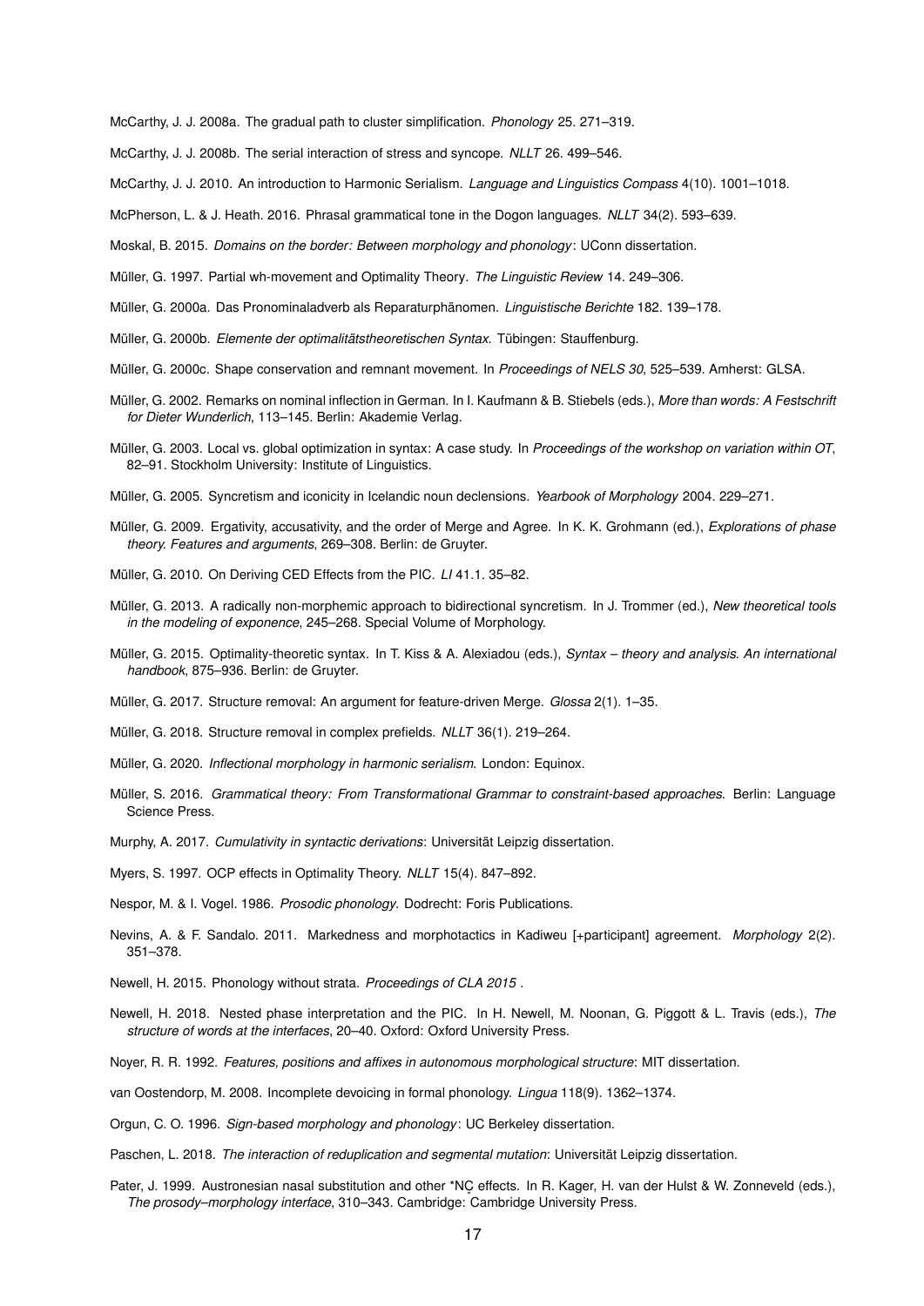McCarthy, J. J. 2008a. The gradual path to cluster simplification. *Phonology* 25. 271–319.

McCarthy, J. J. 2008b. The serial interaction of stress and syncope. *NLLT* 26. 499–546.

McCarthy, J. J. 2010. An introduction to Harmonic Serialism. *Language and Linguistics Compass* 4(10). 1001–1018.

McPherson, L. & J. Heath. 2016. Phrasal grammatical tone in the Dogon languages. *NLLT* 34(2). 593–639.

Moskal, B. 2015. *Domains on the border: Between morphology and phonology*: UConn dissertation.

Müller, G. 1997. Partial wh-movement and Optimality Theory. *The Linguistic Review* 14. 249–306.

Müller, G. 2000a. Das Pronominaladverb als Reparaturphänomen. *Linguistische Berichte* 182. 139–178.

Müller, G. 2000b. *Elemente der optimalitätstheoretischen Syntax*. Tübingen: Stauffenburg.

Müller, G. 2000c. Shape conservation and remnant movement. In *Proceedings of NELS 30*, 525–539. Amherst: GLSA.

Müller, G. 2002. Remarks on nominal inflection in German. In I. Kaufmann & B. Stiebels (eds.), *More than words: A Festschrift for Dieter Wunderlich*, 113–145. Berlin: Akademie Verlag.

Müller, G. 2003. Local vs. global optimization in syntax: A case study. In *Proceedings of the workshop on variation within OT*, 82–91. Stockholm University: Institute of Linguistics.

Müller, G. 2005. Syncretism and iconicity in Icelandic noun declensions. *Yearbook of Morphology* 2004. 229–271.

Müller, G. 2009. Ergativity, accusativity, and the order of Merge and Agree. In K. K. Grohmann (ed.), *Explorations of phase theory. Features and arguments*, 269–308. Berlin: de Gruyter.

Müller, G. 2010. On Deriving CED Effects from the PIC. *LI* 41.1. 35–82.

Müller, G. 2013. A radically non-morphemic approach to bidirectional syncretism. In J. Trommer (ed.), *New theoretical tools in the modeling of exponence*, 245–268. Special Volume of Morphology.

Müller, G. 2015. Optimality-theoretic syntax. In T. Kiss & A. Alexiadou (eds.), *Syntax – theory and analysis. An international handbook*, 875–936. Berlin: de Gruyter.

Müller, G. 2017. Structure removal: An argument for feature-driven Merge. *Glossa* 2(1). 1–35.

Müller, G. 2018. Structure removal in complex prefields. *NLLT* 36(1). 219–264.

Müller, G. 2020. *Inflectional morphology in harmonic serialism*. London: Equinox.

Müller, S. 2016. *Grammatical theory: From Transformational Grammar to constraint-based approaches*. Berlin: Language Science Press.

Murphy, A. 2017. *Cumulativity in syntactic derivations*: Universität Leipzig dissertation.

Myers, S. 1997. OCP effects in Optimality Theory. *NLLT* 15(4). 847–892.

Nespor, M. & I. Vogel. 1986. *Prosodic phonology*. Dodrecht: Foris Publications.

Nevins, A. & F. Sandalo. 2011. Markedness and morphotactics in Kadiweu [+participant] agreement. *Morphology* 2(2). 351–378.

Newell, H. 2015. Phonology without strata. *Proceedings of CLA 2015* .

Newell, H. 2018. Nested phase interpretation and the PIC. In H. Newell, M. Noonan, G. Piggott & L. Travis (eds.), *The structure of words at the interfaces*, 20–40. Oxford: Oxford University Press.

Noyer, R. R. 1992. *Features, positions and affixes in autonomous morphological structure*: MIT dissertation.

van Oostendorp, M. 2008. Incomplete devoicing in formal phonology. *Lingua* 118(9). 1362–1374.

Orgun, C. O. 1996. *Sign-based morphology and phonology*: UC Berkeley dissertation.

Paschen, L. 2018. *The interaction of reduplication and segmental mutation*: Universität Leipzig dissertation.

Pater, J. 1999. Austronesian nasal substitution and other *NC̥ effects. In R. Kager, H. van der Hulst & W. Zonneveld (eds.), *The prosody–morphology interface*, 310–343. Cambridge: Cambridge University Press.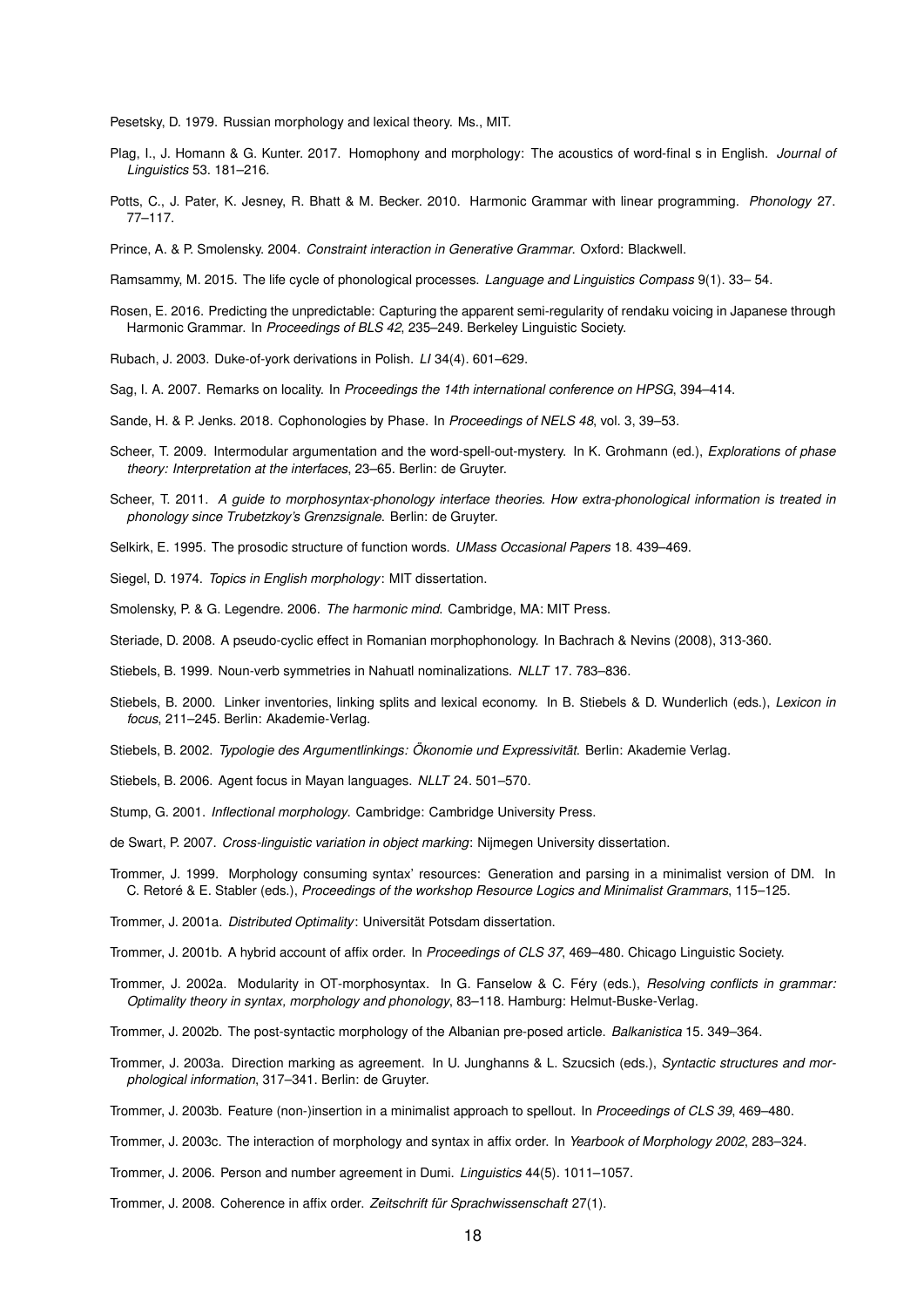Pesetsky, D. 1979. Russian morphology and lexical theory. Ms., MIT.

Plag, I., J. Homann & G. Kunter. 2017. Homophony and morphology: The acoustics of word-final s in English. *Journal of Linguistics* 53. 181–216.

Potts, C., J. Pater, K. Jesney, R. Bhatt & M. Becker. 2010. Harmonic Grammar with linear programming. *Phonology* 27. 77–117.

Prince, A. & P. Smolensky. 2004. *Constraint interaction in Generative Grammar*. Oxford: Blackwell.

Ramsammy, M. 2015. The life cycle of phonological processes. *Language and Linguistics Compass* 9(1). 33– 54.

Rosen, E. 2016. Predicting the unpredictable: Capturing the apparent semi-regularity of rendaku voicing in Japanese through Harmonic Grammar. In *Proceedings of BLS 42*, 235–249. Berkeley Linguistic Society.

Rubach, J. 2003. Duke-of-york derivations in Polish. *LI* 34(4). 601–629.

Sag, I. A. 2007. Remarks on locality. In *Proceedings the 14th international conference on HPSG*, 394–414.

Sande, H. & P. Jenks. 2018. Cophonologies by Phase. In *Proceedings of NELS 48*, vol. 3, 39–53.

Scheer, T. 2009. Intermodular argumentation and the word-spell-out-mystery. In K. Grohmann (ed.), *Explorations of phase theory: Interpretation at the interfaces*, 23–65. Berlin: de Gruyter.

Scheer, T. 2011. *A guide to morphosyntax-phonology interface theories. How extra-phonological information is treated in phonology since Trubetzkoy's Grenzsignale*. Berlin: de Gruyter.

Selkirk, E. 1995. The prosodic structure of function words. *UMass Occasional Papers* 18. 439–469.

Siegel, D. 1974. *Topics in English morphology*: MIT dissertation.

Smolensky, P. & G. Legendre. 2006. *The harmonic mind*. Cambridge, MA: MIT Press.

Steriade, D. 2008. A pseudo-cyclic effect in Romanian morphophonology. In Bachrach & Nevins (2008), 313-360.

Stiebels, B. 1999. Noun-verb symmetries in Nahuatl nominalizations. *NLLT* 17. 783–836.

Stiebels, B. 2000. Linker inventories, linking splits and lexical economy. In B. Stiebels & D. Wunderlich (eds.), *Lexicon in focus*, 211–245. Berlin: Akademie-Verlag.

Stiebels, B. 2002. *Typologie des Argumentlinkings: Ökonomie und Expressivität*. Berlin: Akademie Verlag.

Stiebels, B. 2006. Agent focus in Mayan languages. *NLLT* 24. 501–570.

Stump, G. 2001. *Inflectional morphology*. Cambridge: Cambridge University Press.

de Swart, P. 2007. *Cross-linguistic variation in object marking*: Nijmegen University dissertation.

Trommer, J. 1999. Morphology consuming syntax' resources: Generation and parsing in a minimalist version of DM. In C. Retoré & E. Stabler (eds.), *Proceedings of the workshop Resource Logics and Minimalist Grammars*, 115–125.

Trommer, J. 2001a. *Distributed Optimality*: Universität Potsdam dissertation.

Trommer, J. 2001b. A hybrid account of affix order. In *Proceedings of CLS 37*, 469–480. Chicago Linguistic Society.

Trommer, J. 2002a. Modularity in OT-morphosyntax. In G. Fanselow & C. Féry (eds.), *Resolving conflicts in grammar: Optimality theory in syntax, morphology and phonology*, 83–118. Hamburg: Helmut-Buske-Verlag.

Trommer, J. 2002b. The post-syntactic morphology of the Albanian pre-posed article. *Balkanistica* 15. 349–364.

Trommer, J. 2003a. Direction marking as agreement. In U. Junghanns & L. Szucsich (eds.), *Syntactic structures and morphological information*, 317–341. Berlin: de Gruyter.

Trommer, J. 2003b. Feature (non-)insertion in a minimalist approach to spellout. In *Proceedings of CLS 39*, 469–480.

Trommer, J. 2003c. The interaction of morphology and syntax in affix order. In *Yearbook of Morphology 2002*, 283–324.

Trommer, J. 2006. Person and number agreement in Dumi. *Linguistics* 44(5). 1011–1057.

Trommer, J. 2008. Coherence in affix order. *Zeitschrift für Sprachwissenschaft* 27(1).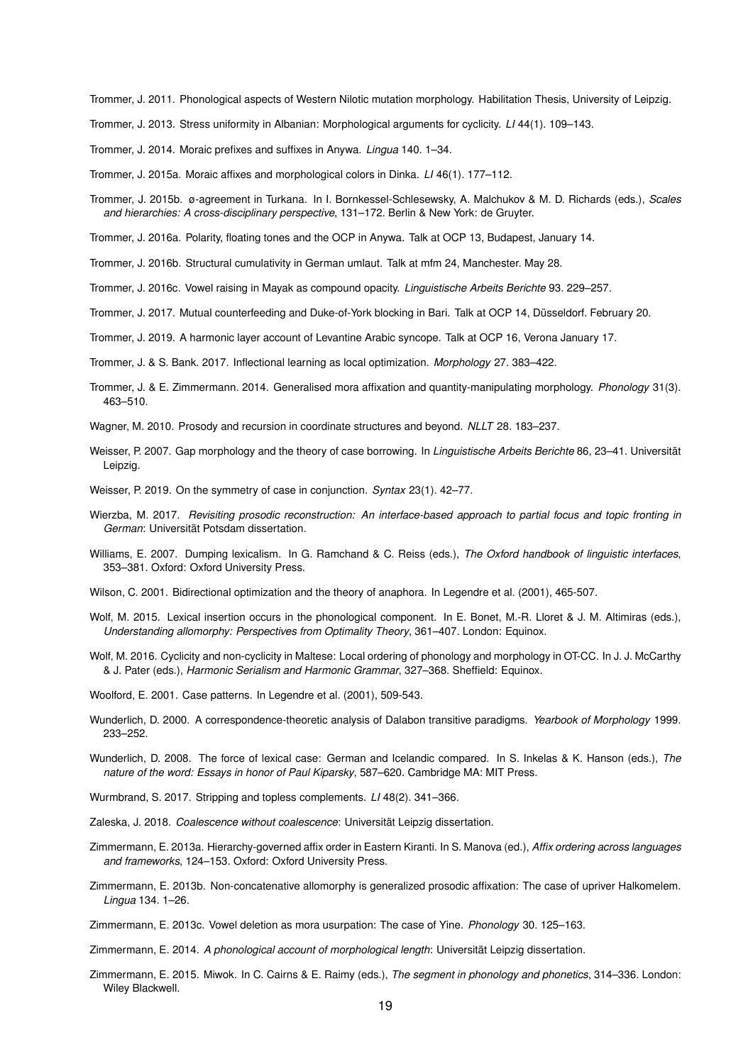Trommer, J. 2011. Phonological aspects of Western Nilotic mutation morphology. Habilitation Thesis, University of Leipzig.

Trommer, J. 2013. Stress uniformity in Albanian: Morphological arguments for cyclicity. *LI* 44(1). 109–143.

Trommer, J. 2014. Moraic prefixes and suffixes in Anywa. *Lingua* 140. 1–34.

Trommer, J. 2015a. Moraic affixes and morphological colors in Dinka. *LI* 46(1). 177–112.

Trommer, J. 2015b. ø-agreement in Turkana. In I. Bornkessel-Schlesewsky, A. Malchukov & M. D. Richards (eds.), *Scales and hierarchies: A cross-disciplinary perspective*, 131–172. Berlin & New York: de Gruyter.

Trommer, J. 2016a. Polarity, floating tones and the OCP in Anywa. Talk at OCP 13, Budapest, January 14.

Trommer, J. 2016b. Structural cumulativity in German umlaut. Talk at mfm 24, Manchester. May 28.

Trommer, J. 2016c. Vowel raising in Mayak as compound opacity. *Linguistische Arbeits Berichte* 93. 229–257.

Trommer, J. 2017. Mutual counterfeeding and Duke-of-York blocking in Bari. Talk at OCP 14, Düsseldorf. February 20.

Trommer, J. 2019. A harmonic layer account of Levantine Arabic syncope. Talk at OCP 16, Verona January 17.

Trommer, J. & S. Bank. 2017. Inflectional learning as local optimization. *Morphology* 27. 383–422.

Trommer, J. & E. Zimmermann. 2014. Generalised mora affixation and quantity-manipulating morphology. *Phonology* 31(3). 463–510.

Wagner, M. 2010. Prosody and recursion in coordinate structures and beyond. *NLLT* 28. 183–237.

Weisser, P. 2007. Gap morphology and the theory of case borrowing. In *Linguistische Arbeits Berichte* 86, 23–41. Universität Leipzig.

Weisser, P. 2019. On the symmetry of case in conjunction. *Syntax* 23(1). 42–77.

Wierzba, M. 2017. *Revisiting prosodic reconstruction: An interface-based approach to partial focus and topic fronting in German*: Universität Potsdam dissertation.

Williams, E. 2007. Dumping lexicalism. In G. Ramchand & C. Reiss (eds.), *The Oxford handbook of linguistic interfaces*, 353–381. Oxford: Oxford University Press.

Wilson, C. 2001. Bidirectional optimization and the theory of anaphora. In Legendre et al. (2001), 465-507.

Wolf, M. 2015. Lexical insertion occurs in the phonological component. In E. Bonet, M.-R. Lloret & J. M. Altimiras (eds.), *Understanding allomorphy: Perspectives from Optimality Theory*, 361–407. London: Equinox.

Wolf, M. 2016. Cyclicity and non-cyclicity in Maltese: Local ordering of phonology and morphology in OT-CC. In J. J. McCarthy & J. Pater (eds.), *Harmonic Serialism and Harmonic Grammar*, 327–368. Sheffield: Equinox.

Woolford, E. 2001. Case patterns. In Legendre et al. (2001), 509-543.

Wunderlich, D. 2000. A correspondence-theoretic analysis of Dalabon transitive paradigms. *Yearbook of Morphology* 1999. 233–252.

Wunderlich, D. 2008. The force of lexical case: German and Icelandic compared. In S. Inkelas & K. Hanson (eds.), *The nature of the word: Essays in honor of Paul Kiparsky*, 587–620. Cambridge MA: MIT Press.

Wurmbrand, S. 2017. Stripping and topless complements. *LI* 48(2). 341–366.

Zaleska, J. 2018. *Coalescence without coalescence*: Universität Leipzig dissertation.

Zimmermann, E. 2013a. Hierarchy-governed affix order in Eastern Kiranti. In S. Manova (ed.), *Affix ordering across languages and frameworks*, 124–153. Oxford: Oxford University Press.

Zimmermann, E. 2013b. Non-concatenative allomorphy is generalized prosodic affixation: The case of upriver Halkomelem. *Lingua* 134. 1–26.

Zimmermann, E. 2013c. Vowel deletion as mora usurpation: The case of Yine. *Phonology* 30. 125–163.

Zimmermann, E. 2014. *A phonological account of morphological length*: Universität Leipzig dissertation.

Zimmermann, E. 2015. Miwok. In C. Cairns & E. Raimy (eds.), *The segment in phonology and phonetics*, 314–336. London: Wiley Blackwell.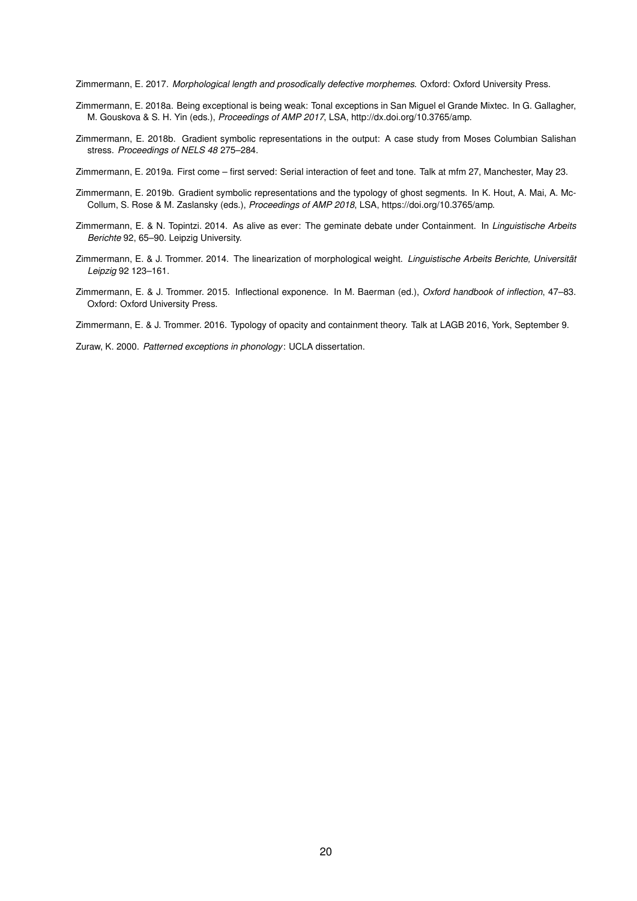Zimmermann, E. 2017. *Morphological length and prosodically defective morphemes*. Oxford: Oxford University Press.

Zimmermann, E. 2018a. Being exceptional is being weak: Tonal exceptions in San Miguel el Grande Mixtec. In G. Gallagher, M. Gouskova & S. H. Yin (eds.), *Proceedings of AMP 2017*, LSA, http://dx.doi.org/10.3765/amp.

Zimmermann, E. 2018b. Gradient symbolic representations in the output: A case study from Moses Columbian Salishan stress. *Proceedings of NELS 48* 275–284.

Zimmermann, E. 2019a. First come – first served: Serial interaction of feet and tone. Talk at mfm 27, Manchester, May 23.

Zimmermann, E. 2019b. Gradient symbolic representations and the typology of ghost segments. In K. Hout, A. Mai, A. McCollum, S. Rose & M. Zaslansky (eds.), *Proceedings of AMP 2018*, LSA, https://doi.org/10.3765/amp.

Zimmermann, E. & N. Topintzi. 2014. As alive as ever: The geminate debate under Containment. In *Linguistische Arbeits Berichte* 92, 65–90. Leipzig University.

Zimmermann, E. & J. Trommer. 2014. The linearization of morphological weight. *Linguistische Arbeits Berichte, Universität Leipzig* 92 123–161.

Zimmermann, E. & J. Trommer. 2015. Inflectional exponence. In M. Baerman (ed.), *Oxford handbook of inflection*, 47–83. Oxford: Oxford University Press.

Zimmermann, E. & J. Trommer. 2016. Typology of opacity and containment theory. Talk at LAGB 2016, York, September 9.

Zuraw, K. 2000. *Patterned exceptions in phonology*: UCLA dissertation.